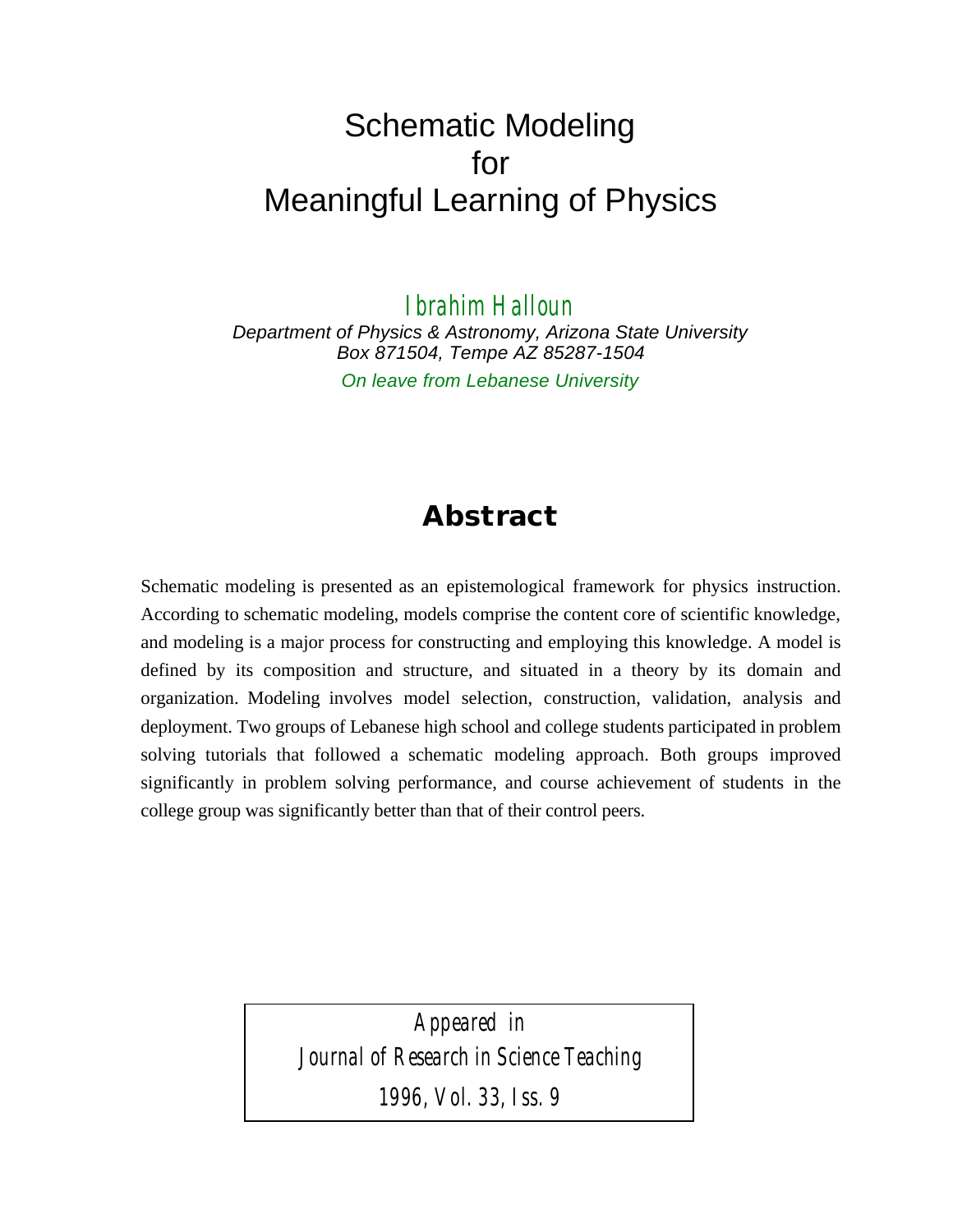# Schematic Modeling for Meaningful Learning of Physics

Ibrahim Halloun

*Department of Physics & Astronomy, Arizona State University*
*Box 871504, Tempe AZ 85287-1504*

*On leave from Lebanese University*

## Abstract

Schematic modeling is presented as an epistemological framework for physics instruction. According to schematic modeling, models comprise the content core of scientific knowledge, and modeling is a major process for constructing and employing this knowledge. A model is defined by its composition and structure, and situated in a theory by its domain and organization. Modeling involves model selection, construction, validation, analysis and deployment. Two groups of Lebanese high school and college students participated in problem solving tutorials that followed a schematic modeling approach. Both groups improved significantly in problem solving performance, and course achievement of students in the college group was significantly better than that of their control peers.

*Appeared in*
*Journal of Research in Science Teaching*
*1996, Vol. 33, Iss. 9*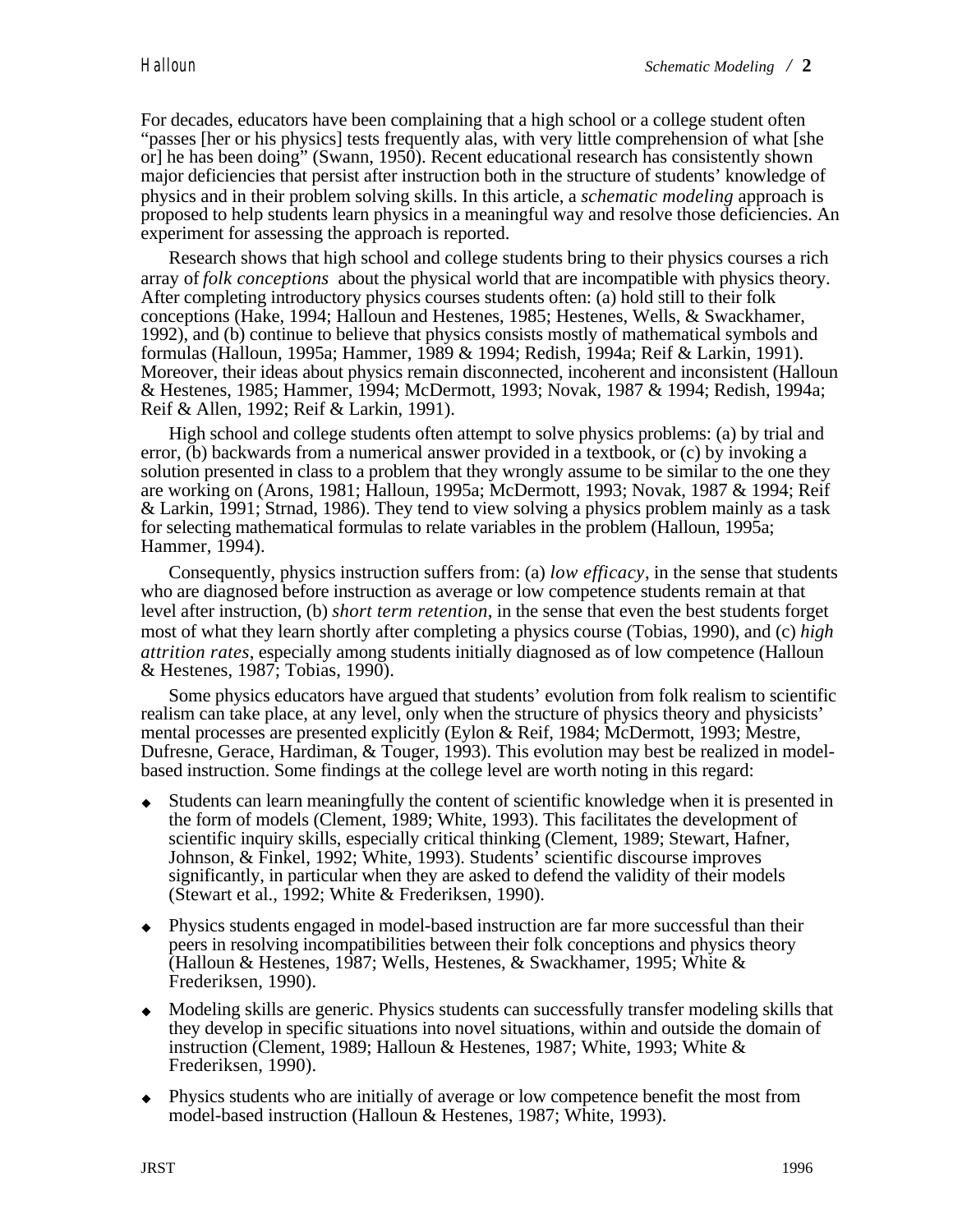For decades, educators have been complaining that a high school or a college student often "passes [her or his physics] tests frequently alas, with very little comprehension of what [she or] he has been doing" (Swann, 1950). Recent educational research has consistently shown major deficiencies that persist after instruction both in the structure of students' knowledge of physics and in their problem solving skills. In this article, a *schematic modeling* approach is proposed to help students learn physics in a meaningful way and resolve those deficiencies. An experiment for assessing the approach is reported.

Research shows that high school and college students bring to their physics courses a rich array of *folk conceptions* about the physical world that are incompatible with physics theory. After completing introductory physics courses students often: (a) hold still to their folk conceptions (Hake, 1994; Halloun and Hestenes, 1985; Hestenes, Wells, & Swackhamer, 1992), and (b) continue to believe that physics consists mostly of mathematical symbols and formulas (Halloun, 1995a; Hammer, 1989 & 1994; Redish, 1994a; Reif & Larkin, 1991). Moreover, their ideas about physics remain disconnected, incoherent and inconsistent (Halloun & Hestenes, 1985; Hammer, 1994; McDermott, 1993; Novak, 1987 & 1994; Redish, 1994a; Reif & Allen, 1992; Reif & Larkin, 1991).

High school and college students often attempt to solve physics problems: (a) by trial and error, (b) backwards from a numerical answer provided in a textbook, or (c) by invoking a solution presented in class to a problem that they wrongly assume to be similar to the one they are working on (Arons, 1981; Halloun, 1995a; McDermott, 1993; Novak, 1987 & 1994; Reif & Larkin, 1991; Strnad, 1986). They tend to view solving a physics problem mainly as a task for selecting mathematical formulas to relate variables in the problem (Halloun, 1995a; Hammer, 1994).

Consequently, physics instruction suffers from: (a) *low efficacy*, in the sense that students who are diagnosed before instruction as average or low competence students remain at that level after instruction, (b) *short term retention*, in the sense that even the best students forget most of what they learn shortly after completing a physics course (Tobias, 1990), and (c) *high attrition rates*, especially among students initially diagnosed as of low competence (Halloun & Hestenes, 1987; Tobias, 1990).

Some physics educators have argued that students' evolution from folk realism to scientific realism can take place, at any level, only when the structure of physics theory and physicists' mental processes are presented explicitly (Eylon & Reif, 1984; McDermott, 1993; Mestre, Dufresne, Gerace, Hardiman, & Touger, 1993). This evolution may best be realized in model-based instruction. Some findings at the college level are worth noting in this regard:

- Students can learn meaningfully the content of scientific knowledge when it is presented in the form of models (Clement, 1989; White, 1993). This facilitates the development of scientific inquiry skills, especially critical thinking (Clement, 1989; Stewart, Hafner, Johnson, & Finkel, 1992; White, 1993). Students' scientific discourse improves significantly, in particular when they are asked to defend the validity of their models (Stewart et al., 1992; White & Frederiksen, 1990).
- Physics students engaged in model-based instruction are far more successful than their peers in resolving incompatibilities between their folk conceptions and physics theory (Halloun & Hestenes, 1987; Wells, Hestenes, & Swackhamer, 1995; White & Frederiksen, 1990).
- Modeling skills are generic. Physics students can successfully transfer modeling skills that they develop in specific situations into novel situations, within and outside the domain of instruction (Clement, 1989; Halloun & Hestenes, 1987; White, 1993; White & Frederiksen, 1990).
- Physics students who are initially of average or low competence benefit the most from model-based instruction (Halloun & Hestenes, 1987; White, 1993).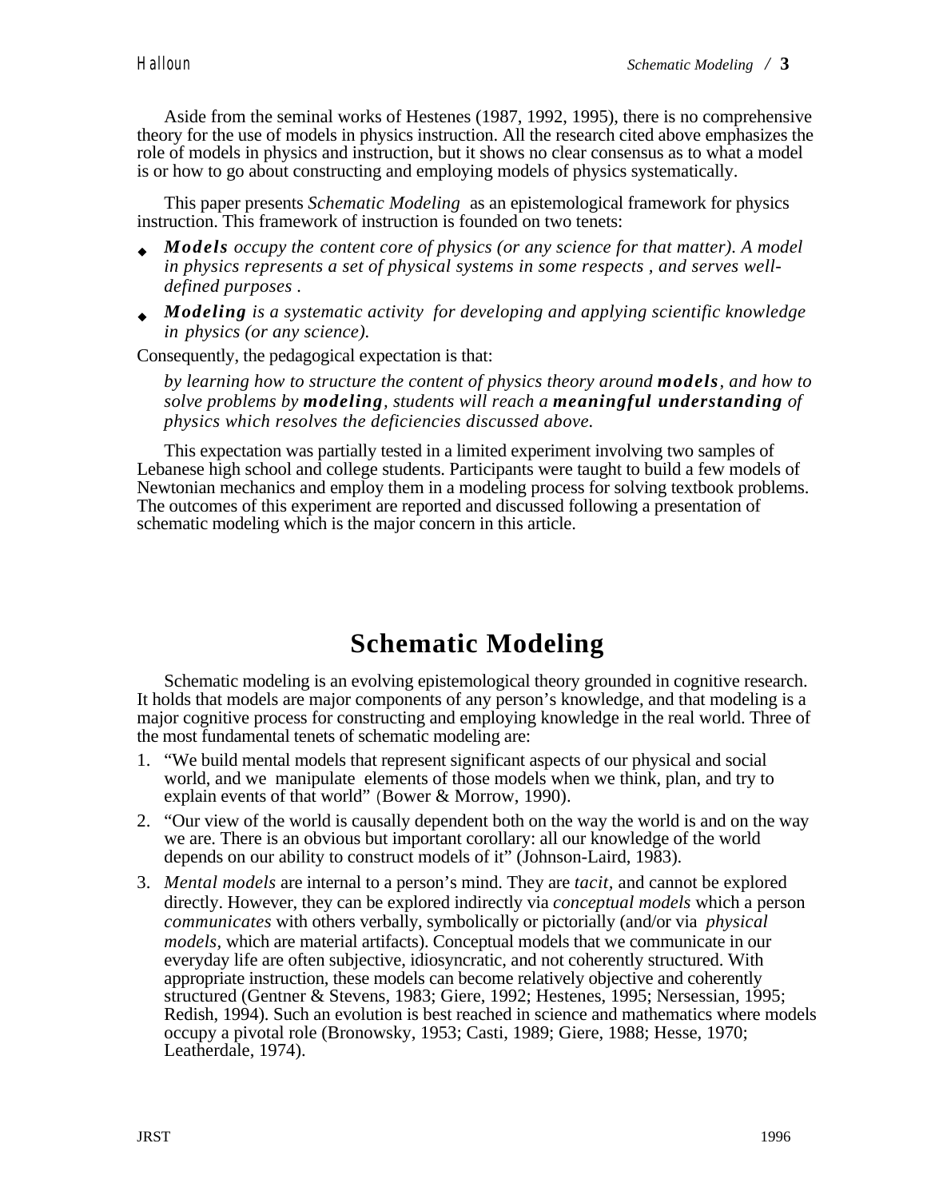Aside from the seminal works of Hestenes (1987, 1992, 1995), there is no comprehensive theory for the use of models in physics instruction. All the research cited above emphasizes the role of models in physics and instruction, but it shows no clear consensus as to what a model is or how to go about constructing and employing models of physics systematically.

This paper presents *Schematic Modeling* as an epistemological framework for physics instruction. This framework of instruction is founded on two tenets:

- ***Models** occupy the content core of physics (or any science for that matter). A model in physics represents a set of physical systems in some respects, and serves well-defined purposes.*
- ***Modeling** is a systematic activity for developing and applying scientific knowledge in physics (or any science).*

Consequently, the pedagogical expectation is that:

> *by learning how to structure the content of physics theory around **models**, and how to solve problems by **modeling**, students will reach a **meaningful understanding** of physics which resolves the deficiencies discussed above.*

This expectation was partially tested in a limited experiment involving two samples of Lebanese high school and college students. Participants were taught to build a few models of Newtonian mechanics and employ them in a modeling process for solving textbook problems. The outcomes of this experiment are reported and discussed following a presentation of schematic modeling which is the major concern in this article.

# Schematic Modeling

Schematic modeling is an evolving epistemological theory grounded in cognitive research. It holds that models are major components of any person's knowledge, and that modeling is a major cognitive process for constructing and employing knowledge in the real world. Three of the most fundamental tenets of schematic modeling are:

1. "We build mental models that represent significant aspects of our physical and social world, and we manipulate elements of those models when we think, plan, and try to explain events of that world" (Bower & Morrow, 1990).
2. "Our view of the world is causally dependent both on the way the world is and on the way we are. There is an obvious but important corollary: all our knowledge of the world depends on our ability to construct models of it" (Johnson-Laird, 1983).
3. *Mental models* are internal to a person's mind. They are *tacit*, and cannot be explored directly. However, they can be explored indirectly via *conceptual models* which a person *communicates* with others verbally, symbolically or pictorially (and/or via *physical models*, which are material artifacts). Conceptual models that we communicate in our everyday life are often subjective, idiosyncratic, and not coherently structured. With appropriate instruction, these models can become relatively objective and coherently structured (Gentner & Stevens, 1983; Giere, 1992; Hestenes, 1995; Nersessian, 1995; Redish, 1994). Such an evolution is best reached in science and mathematics where models occupy a pivotal role (Bronowsky, 1953; Casti, 1989; Giere, 1988; Hesse, 1970; Leatherdale, 1974).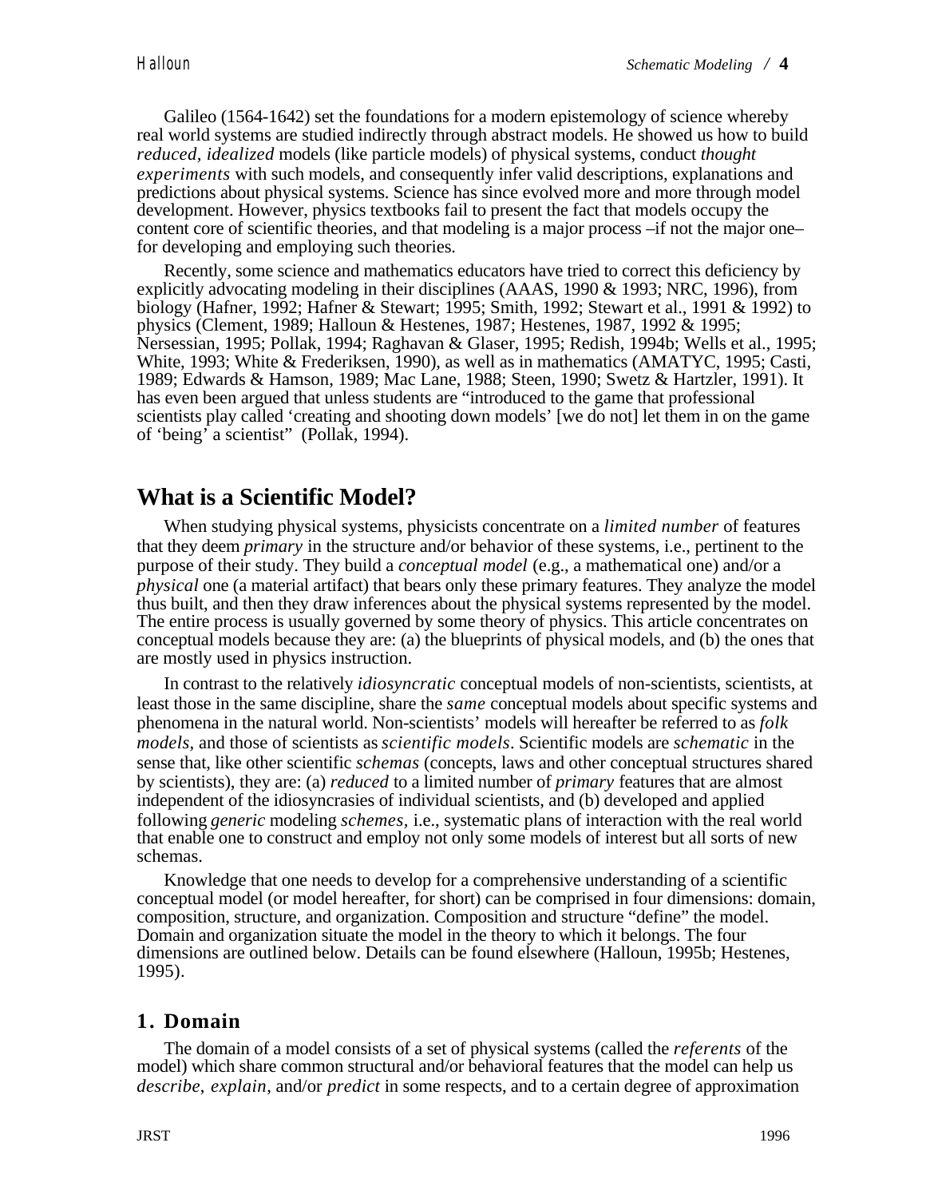Galileo (1564-1642) set the foundations for a modern epistemology of science whereby real world systems are studied indirectly through abstract models. He showed us how to build *reduced*, *idealized* models (like particle models) of physical systems, conduct *thought experiments* with such models, and consequently infer valid descriptions, explanations and predictions about physical systems. Science has since evolved more and more through model development. However, physics textbooks fail to present the fact that models occupy the content core of scientific theories, and that modeling is a major process –if not the major one– for developing and employing such theories.

Recently, some science and mathematics educators have tried to correct this deficiency by explicitly advocating modeling in their disciplines (AAAS, 1990 & 1993; NRC, 1996), from biology (Hafner, 1992; Hafner & Stewart; 1995; Smith, 1992; Stewart et al., 1991 & 1992) to physics (Clement, 1989; Halloun & Hestenes, 1987; Hestenes, 1987, 1992 & 1995; Nersessian, 1995; Pollak, 1994; Raghavan & Glaser, 1995; Redish, 1994b; Wells et al., 1995; White, 1993; White & Frederiksen, 1990), as well as in mathematics (AMATYC, 1995; Casti, 1989; Edwards & Hamson, 1989; Mac Lane, 1988; Steen, 1990; Swetz & Hartzler, 1991). It has even been argued that unless students are "introduced to the game that professional scientists play called 'creating and shooting down models' [we do not] let them in on the game of 'being' a scientist" (Pollak, 1994).

## What is a Scientific Model?

When studying physical systems, physicists concentrate on a *limited number* of features that they deem *primary* in the structure and/or behavior of these systems, i.e., pertinent to the purpose of their study. They build a *conceptual model* (e.g., a mathematical one) and/or a *physical* one (a material artifact) that bears only these primary features. They analyze the model thus built, and then they draw inferences about the physical systems represented by the model. The entire process is usually governed by some theory of physics. This article concentrates on conceptual models because they are: (a) the blueprints of physical models, and (b) the ones that are mostly used in physics instruction.

In contrast to the relatively *idiosyncratic* conceptual models of non-scientists, scientists, at least those in the same discipline, share the *same* conceptual models about specific systems and phenomena in the natural world. Non-scientists' models will hereafter be referred to as *folk models*, and those of scientists as *scientific models*. Scientific models are *schematic* in the sense that, like other scientific *schemas* (concepts, laws and other conceptual structures shared by scientists), they are: (a) *reduced* to a limited number of *primary* features that are almost independent of the idiosyncrasies of individual scientists, and (b) developed and applied following *generic* modeling *schemes*, i.e., systematic plans of interaction with the real world that enable one to construct and employ not only some models of interest but all sorts of new schemas.

Knowledge that one needs to develop for a comprehensive understanding of a scientific conceptual model (or model hereafter, for short) can be comprised in four dimensions: domain, composition, structure, and organization. Composition and structure "define" the model. Domain and organization situate the model in the theory to which it belongs. The four dimensions are outlined below. Details can be found elsewhere (Halloun, 1995b; Hestenes, 1995).

### 1. Domain

The domain of a model consists of a set of physical systems (called the *referents* of the model) which share common structural and/or behavioral features that the model can help us *describe*, *explain*, and/or *predict* in some respects, and to a certain degree of approximation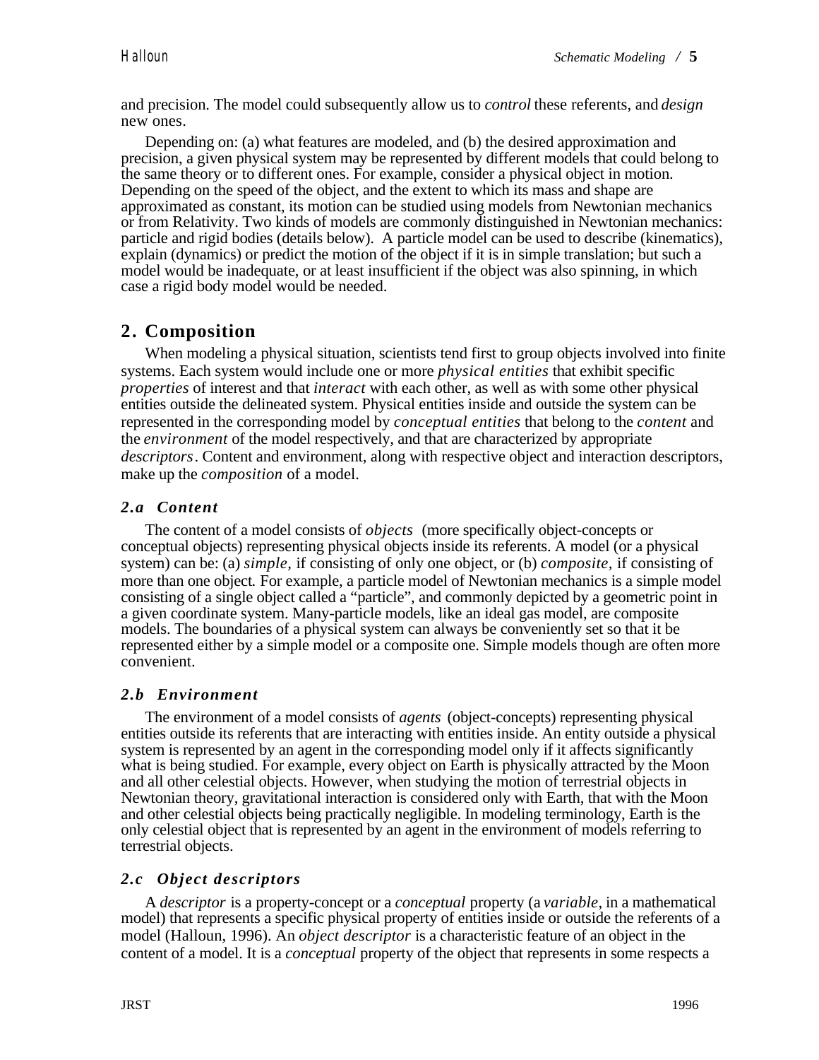and precision. The model could subsequently allow us to *control* these referents, and *design* new ones.

Depending on: (a) what features are modeled, and (b) the desired approximation and precision, a given physical system may be represented by different models that could belong to the same theory or to different ones. For example, consider a physical object in motion. Depending on the speed of the object, and the extent to which its mass and shape are approximated as constant, its motion can be studied using models from Newtonian mechanics or from Relativity. Two kinds of models are commonly distinguished in Newtonian mechanics: particle and rigid bodies (details below). A particle model can be used to describe (kinematics), explain (dynamics) or predict the motion of the object if it is in simple translation; but such a model would be inadequate, or at least insufficient if the object was also spinning, in which case a rigid body model would be needed.

## 2. Composition

When modeling a physical situation, scientists tend first to group objects involved into finite systems. Each system would include one or more *physical entities* that exhibit specific *properties* of interest and that *interact* with each other, as well as with some other physical entities outside the delineated system. Physical entities inside and outside the system can be represented in the corresponding model by *conceptual entities* that belong to the *content* and the *environment* of the model respectively, and that are characterized by appropriate *descriptors*. Content and environment, along with respective object and interaction descriptors, make up the *composition* of a model.

### 2.a Content

The content of a model consists of *objects* (more specifically object-concepts or conceptual objects) representing physical objects inside its referents. A model (or a physical system) can be: (a) *simple,* if consisting of only one object, or (b) *composite,* if consisting of more than one object. For example, a particle model of Newtonian mechanics is a simple model consisting of a single object called a "particle", and commonly depicted by a geometric point in a given coordinate system. Many-particle models, like an ideal gas model, are composite models. The boundaries of a physical system can always be conveniently set so that it be represented either by a simple model or a composite one. Simple models though are often more convenient.

### 2.b Environment

The environment of a model consists of *agents* (object-concepts) representing physical entities outside its referents that are interacting with entities inside. An entity outside a physical system is represented by an agent in the corresponding model only if it affects significantly what is being studied. For example, every object on Earth is physically attracted by the Moon and all other celestial objects. However, when studying the motion of terrestrial objects in Newtonian theory, gravitational interaction is considered only with Earth, that with the Moon and other celestial objects being practically negligible. In modeling terminology, Earth is the only celestial object that is represented by an agent in the environment of models referring to terrestrial objects.

### 2.c Object descriptors

A *descriptor* is a property-concept or a *conceptual* property (a *variable*, in a mathematical model) that represents a specific physical property of entities inside or outside the referents of a model (Halloun, 1996). An *object descriptor* is a characteristic feature of an object in the content of a model. It is a *conceptual* property of the object that represents in some respects a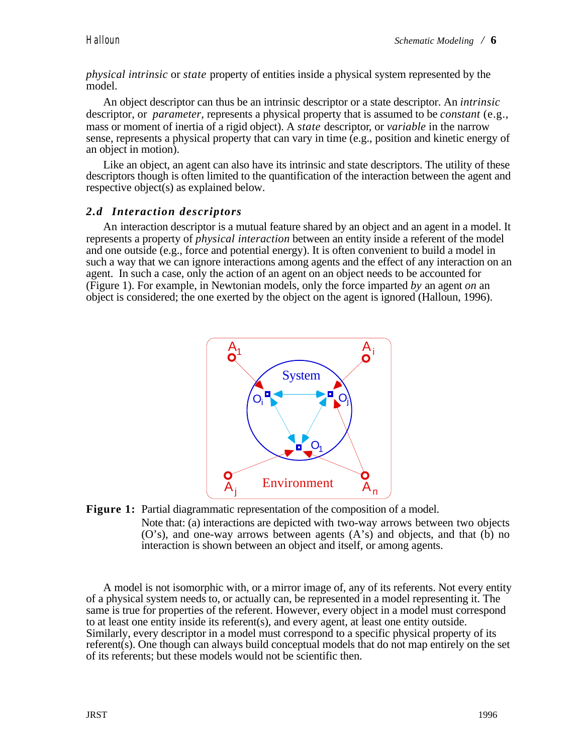*physical intrinsic* or *state* property of entities inside a physical system represented by the model.

An object descriptor can thus be an intrinsic descriptor or a state descriptor. An *intrinsic* descriptor, or *parameter*, represents a physical property that is assumed to be *constant* (e.g., mass or moment of inertia of a rigid object). A *state* descriptor, or *variable* in the narrow sense, represents a physical property that can vary in time (e.g., position and kinetic energy of an object in motion).

Like an object, an agent can also have its intrinsic and state descriptors. The utility of these descriptors though is often limited to the quantification of the interaction between the agent and respective object(s) as explained below.

### *2.d Interaction descriptors*

An interaction descriptor is a mutual feature shared by an object and an agent in a model. It represents a property of *physical interaction* between an entity inside a referent of the model and one outside (e.g., force and potential energy). It is often convenient to build a model in such a way that we can ignore interactions among agents and the effect of any interaction on an agent. In such a case, only the action of an agent on an object needs to be accounted for (Figure 1). For example, in Newtonian models, only the force imparted *by* an agent *on* an object is considered; the one exerted by the object on the agent is ignored (Halloun, 1996).

**Figure 1:** Partial diagrammatic representation of the composition of a model.
Note that: (a) interactions are depicted with two-way arrows between two objects (O's), and one-way arrows between agents (A's) and objects, and that (b) no interaction is shown between an object and itself, or among agents.

A model is not isomorphic with, or a mirror image of, any of its referents. Not every entity of a physical system needs to, or actually can, be represented in a model representing it. The same is true for properties of the referent. However, every object in a model must correspond to at least one entity inside its referent(s), and every agent, at least one entity outside. Similarly, every descriptor in a model must correspond to a specific physical property of its referent(s). One though can always build conceptual models that do not map entirely on the set of its referents; but these models would not be scientific then.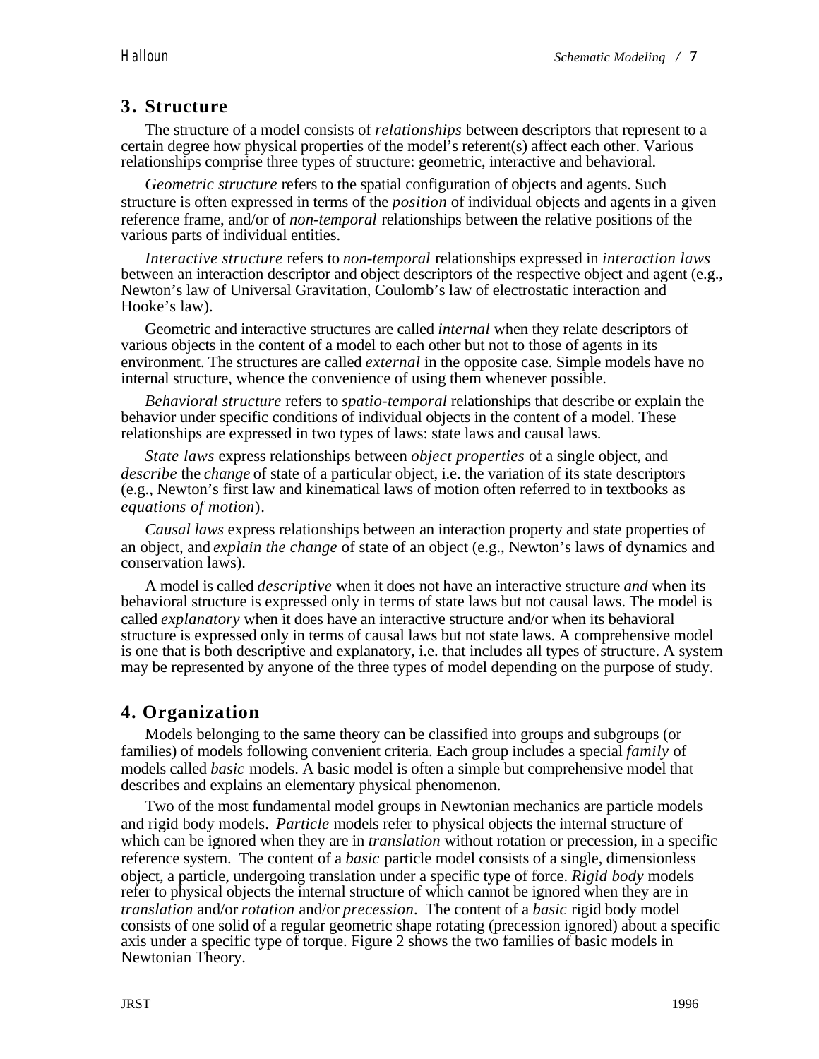## 3. Structure

The structure of a model consists of *relationships* between descriptors that represent to a certain degree how physical properties of the model's referent(s) affect each other. Various relationships comprise three types of structure: geometric, interactive and behavioral.

*Geometric structure* refers to the spatial configuration of objects and agents. Such structure is often expressed in terms of the *position* of individual objects and agents in a given reference frame, and/or of *non-temporal* relationships between the relative positions of the various parts of individual entities.

*Interactive structure* refers to *non-temporal* relationships expressed in *interaction laws* between an interaction descriptor and object descriptors of the respective object and agent (e.g., Newton's law of Universal Gravitation, Coulomb's law of electrostatic interaction and Hooke's law).

Geometric and interactive structures are called *internal* when they relate descriptors of various objects in the content of a model to each other but not to those of agents in its environment. The structures are called *external* in the opposite case. Simple models have no internal structure, whence the convenience of using them whenever possible.

*Behavioral structure* refers to *spatio-temporal* relationships that describe or explain the behavior under specific conditions of individual objects in the content of a model. These relationships are expressed in two types of laws: state laws and causal laws.

*State laws* express relationships between *object properties* of a single object, and *describe* the *change* of state of a particular object, i.e. the variation of its state descriptors (e.g., Newton's first law and kinematical laws of motion often referred to in textbooks as *equations of motion*).

*Causal laws* express relationships between an interaction property and state properties of an object, and *explain the change* of state of an object (e.g., Newton's laws of dynamics and conservation laws).

A model is called *descriptive* when it does not have an interactive structure *and* when its behavioral structure is expressed only in terms of state laws but not causal laws. The model is called *explanatory* when it does have an interactive structure and/or when its behavioral structure is expressed only in terms of causal laws but not state laws. A comprehensive model is one that is both descriptive and explanatory, i.e. that includes all types of structure. A system may be represented by anyone of the three types of model depending on the purpose of study.

## 4. Organization

Models belonging to the same theory can be classified into groups and subgroups (or families) of models following convenient criteria. Each group includes a special *family* of models called *basic* models. A basic model is often a simple but comprehensive model that describes and explains an elementary physical phenomenon.

Two of the most fundamental model groups in Newtonian mechanics are particle models and rigid body models. *Particle* models refer to physical objects the internal structure of which can be ignored when they are in *translation* without rotation or precession, in a specific reference system. The content of a *basic* particle model consists of a single, dimensionless object, a particle, undergoing translation under a specific type of force. *Rigid body* models refer to physical objects the internal structure of which cannot be ignored when they are in *translation* and/or *rotation* and/or *precession*. The content of a *basic* rigid body model consists of one solid of a regular geometric shape rotating (precession ignored) about a specific axis under a specific type of torque. Figure 2 shows the two families of basic models in Newtonian Theory.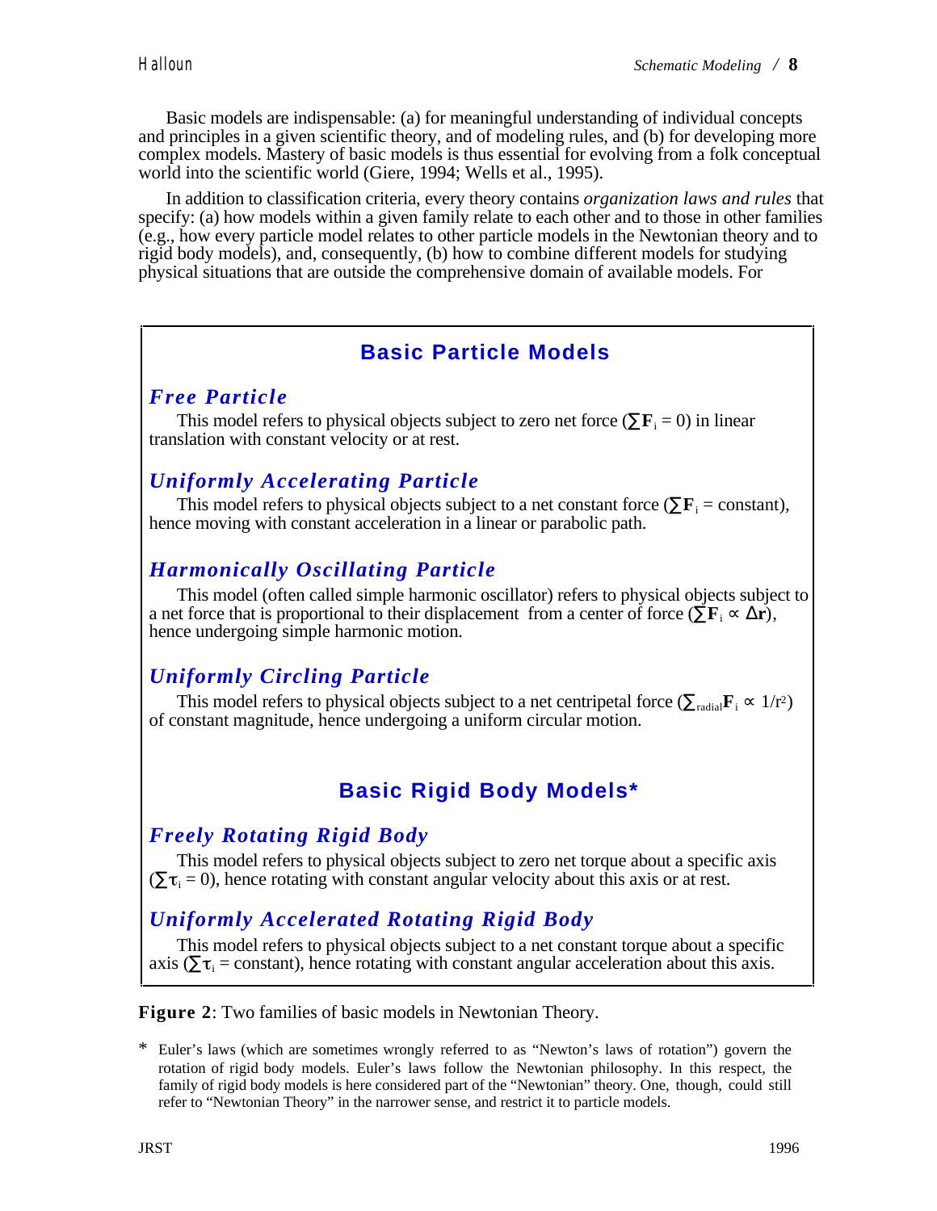Basic models are indispensable: (a) for meaningful understanding of individual concepts and principles in a given scientific theory, and of modeling rules, and (b) for developing more complex models. Mastery of basic models is thus essential for evolving from a folk conceptual world into the scientific world (Giere, 1994; Wells et al., 1995).

In addition to classification criteria, every theory contains *organization laws and rules* that specify: (a) how models within a given family relate to each other and to those in other families (e.g., how every particle model relates to other particle models in the Newtonian theory and to rigid body models), and, consequently, (b) how to combine different models for studying physical situations that are outside the comprehensive domain of available models. For

## Basic Particle Models

### *Free Particle*

This model refers to physical objects subject to zero net force ($\sum \mathbf{F}_i = 0$) in linear translation with constant velocity or at rest.

### *Uniformly Accelerating Particle*

This model refers to physical objects subject to a net constant force ($\sum \mathbf{F}_i = \text{constant}$), hence moving with constant acceleration in a linear or parabolic path.

### *Harmonically Oscillating Particle*

This model (often called simple harmonic oscillator) refers to physical objects subject to a net force that is proportional to their displacement from a center of force ($\sum \mathbf{F}_i \propto \Delta\mathbf{r}$), hence undergoing simple harmonic motion.

### *Uniformly Circling Particle*

This model refers to physical objects subject to a net centripetal force ($\sum_{radial} \mathbf{F}_i \propto 1/r^2$) of constant magnitude, hence undergoing a uniform circular motion.

## Basic Rigid Body Models*

### *Freely Rotating Rigid Body*

This model refers to physical objects subject to zero net torque about a specific axis ($\sum \tau_i = 0$), hence rotating with constant angular velocity about this axis or at rest.

### *Uniformly Accelerated Rotating Rigid Body*

This model refers to physical objects subject to a net constant torque about a specific axis ($\sum \tau_i = \text{constant}$), hence rotating with constant angular acceleration about this axis.

**Figure 2**: Two families of basic models in Newtonian Theory.

\* Euler's laws (which are sometimes wrongly referred to as "Newton's laws of rotation") govern the rotation of rigid body models. Euler's laws follow the Newtonian philosophy. In this respect, the family of rigid body models is here considered part of the "Newtonian" theory. One, though, could still refer to "Newtonian Theory" in the narrower sense, and restrict it to particle models.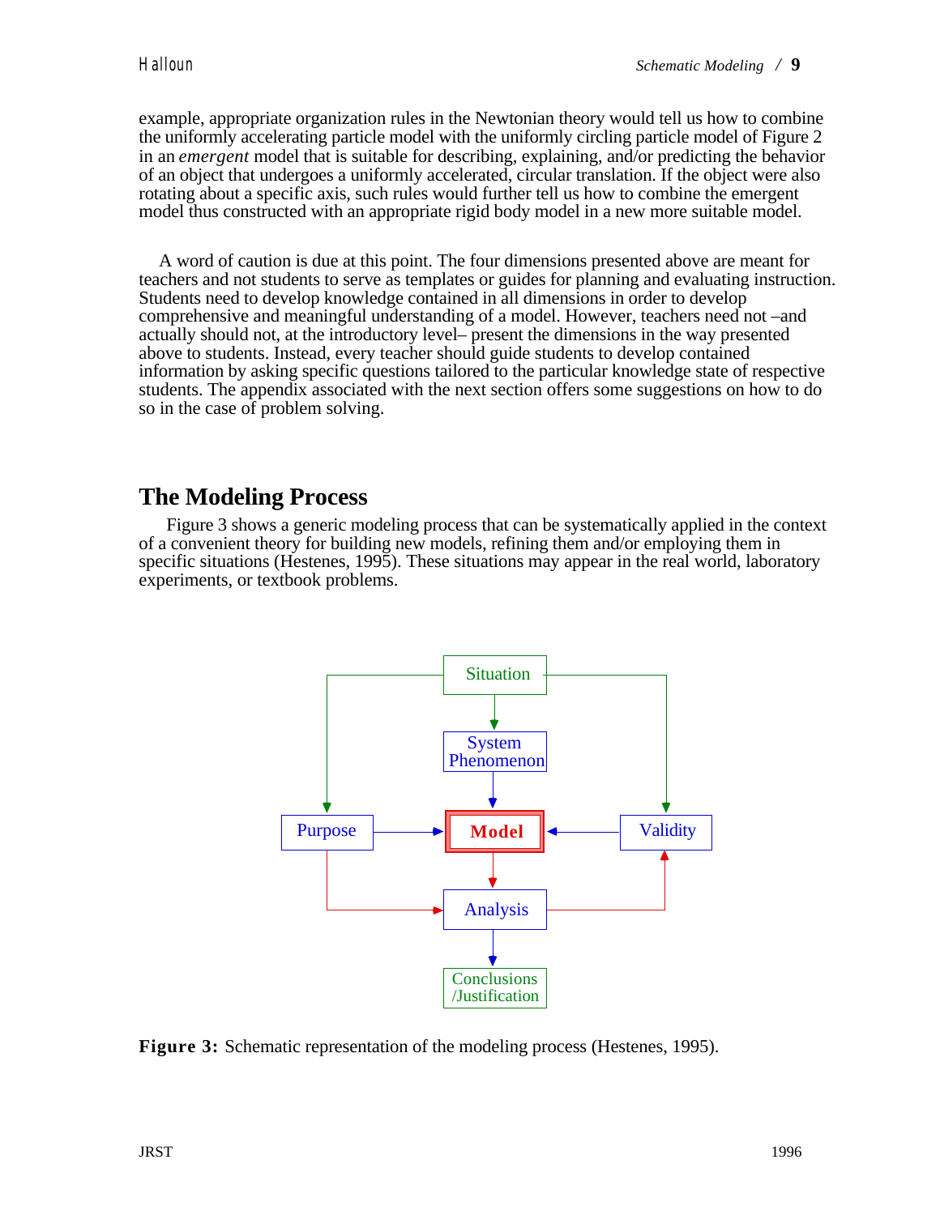example, appropriate organization rules in the Newtonian theory would tell us how to combine the uniformly accelerating particle model with the uniformly circling particle model of Figure 2 in an *emergent* model that is suitable for describing, explaining, and/or predicting the behavior of an object that undergoes a uniformly accelerated, circular translation. If the object were also rotating about a specific axis, such rules would further tell us how to combine the emergent model thus constructed with an appropriate rigid body model in a new more suitable model.

A word of caution is due at this point. The four dimensions presented above are meant for teachers and not students to serve as templates or guides for planning and evaluating instruction. Students need to develop knowledge contained in all dimensions in order to develop comprehensive and meaningful understanding of a model. However, teachers need not –and actually should not, at the introductory level– present the dimensions in the way presented above to students. Instead, every teacher should guide students to develop contained information by asking specific questions tailored to the particular knowledge state of respective students. The appendix associated with the next section offers some suggestions on how to do so in the case of problem solving.

## The Modeling Process

Figure 3 shows a generic modeling process that can be systematically applied in the context of a convenient theory for building new models, refining them and/or employing them in specific situations (Hestenes, 1995). These situations may appear in the real world, laboratory experiments, or textbook problems.

**Figure 3:** Schematic representation of the modeling process (Hestenes, 1995).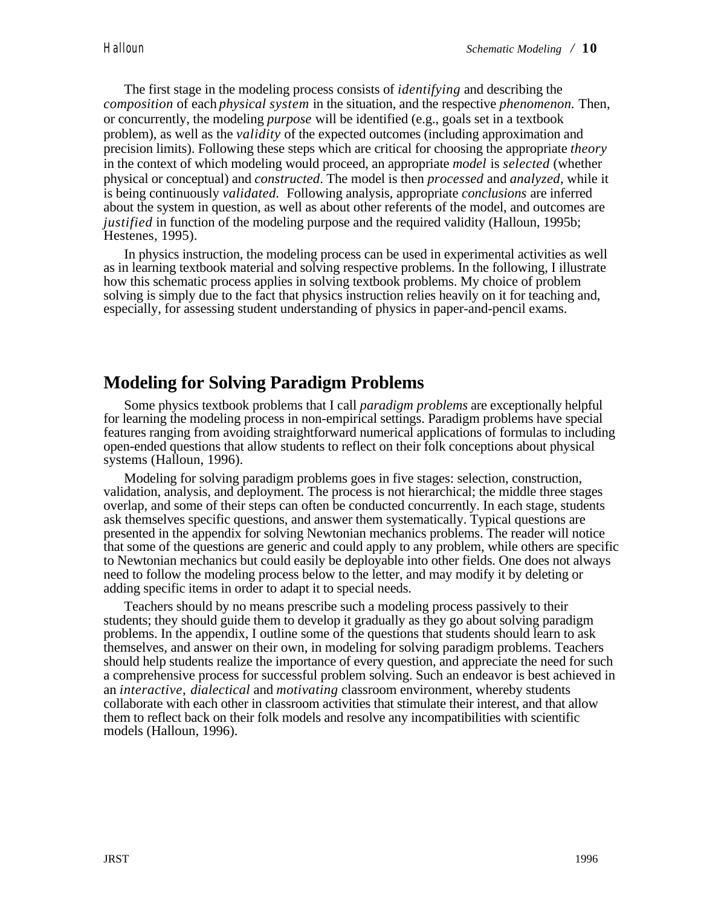The first stage in the modeling process consists of *identifying* and describing the *composition* of each *physical system* in the situation, and the respective *phenomenon.* Then, or concurrently, the modeling *purpose* will be identified (e.g., goals set in a textbook problem), as well as the *validity* of the expected outcomes (including approximation and precision limits). Following these steps which are critical for choosing the appropriate *theory* in the context of which modeling would proceed, an appropriate *model* is *selected* (whether physical or conceptual) and *constructed*. The model is then *processed* and *analyzed*, while it is being continuously *validated*. Following analysis, appropriate *conclusions* are inferred about the system in question, as well as about other referents of the model, and outcomes are *justified* in function of the modeling purpose and the required validity (Halloun, 1995b; Hestenes, 1995).

In physics instruction, the modeling process can be used in experimental activities as well as in learning textbook material and solving respective problems. In the following, I illustrate how this schematic process applies in solving textbook problems. My choice of problem solving is simply due to the fact that physics instruction relies heavily on it for teaching and, especially, for assessing student understanding of physics in paper-and-pencil exams.

## Modeling for Solving Paradigm Problems

Some physics textbook problems that I call *paradigm problems* are exceptionally helpful for learning the modeling process in non-empirical settings. Paradigm problems have special features ranging from avoiding straightforward numerical applications of formulas to including open-ended questions that allow students to reflect on their folk conceptions about physical systems (Halloun, 1996).

Modeling for solving paradigm problems goes in five stages: selection, construction, validation, analysis, and deployment. The process is not hierarchical; the middle three stages overlap, and some of their steps can often be conducted concurrently. In each stage, students ask themselves specific questions, and answer them systematically. Typical questions are presented in the appendix for solving Newtonian mechanics problems. The reader will notice that some of the questions are generic and could apply to any problem, while others are specific to Newtonian mechanics but could easily be deployable into other fields. One does not always need to follow the modeling process below to the letter, and may modify it by deleting or adding specific items in order to adapt it to special needs.

Teachers should by no means prescribe such a modeling process passively to their students; they should guide them to develop it gradually as they go about solving paradigm problems. In the appendix, I outline some of the questions that students should learn to ask themselves, and answer on their own, in modeling for solving paradigm problems. Teachers should help students realize the importance of every question, and appreciate the need for such a comprehensive process for successful problem solving. Such an endeavor is best achieved in an *interactive*, *dialectical* and *motivating* classroom environment, whereby students collaborate with each other in classroom activities that stimulate their interest, and that allow them to reflect back on their folk models and resolve any incompatibilities with scientific models (Halloun, 1996).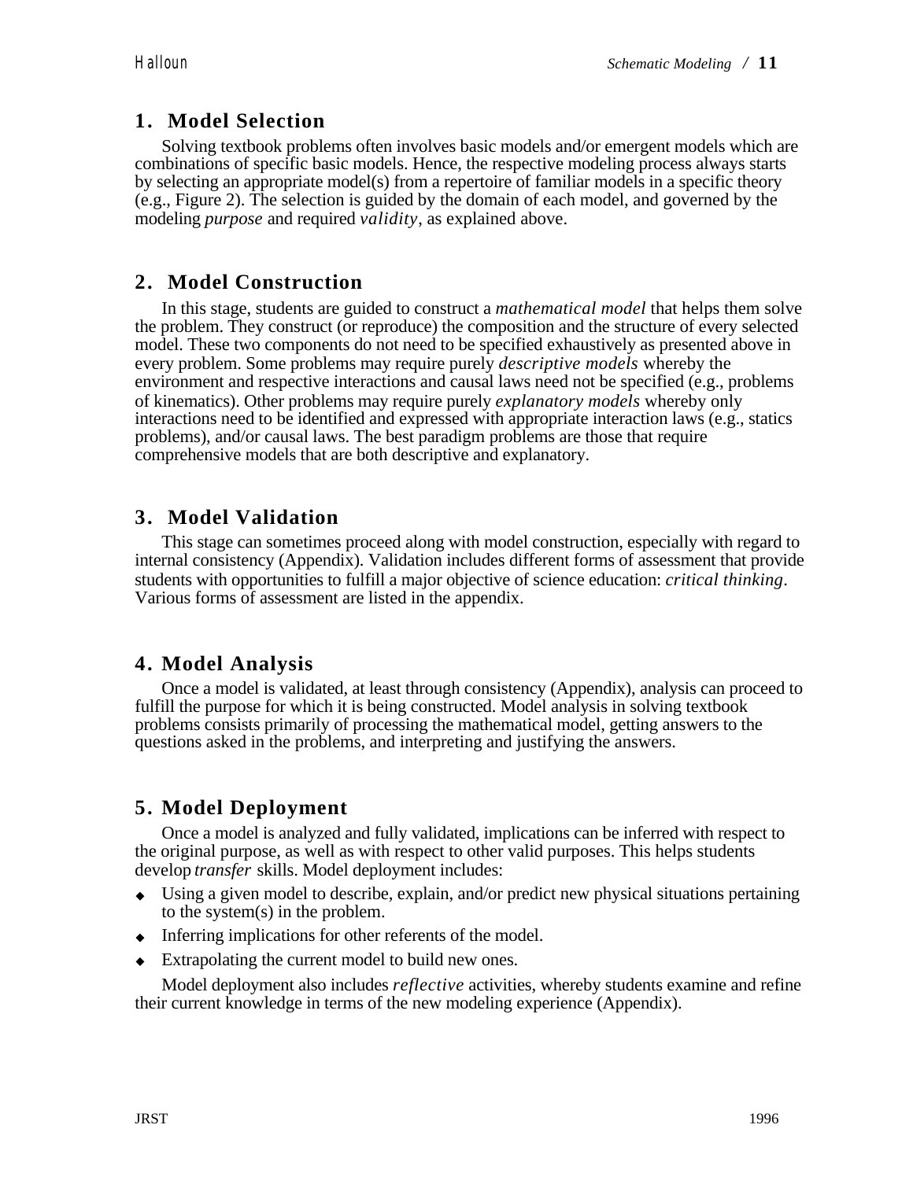## 1. Model Selection

Solving textbook problems often involves basic models and/or emergent models which are combinations of specific basic models. Hence, the respective modeling process always starts by selecting an appropriate model(s) from a repertoire of familiar models in a specific theory (e.g., Figure 2). The selection is guided by the domain of each model, and governed by the modeling *purpose* and required *validity*, as explained above.

## 2. Model Construction

In this stage, students are guided to construct a *mathematical model* that helps them solve the problem. They construct (or reproduce) the composition and the structure of every selected model. These two components do not need to be specified exhaustively as presented above in every problem. Some problems may require purely *descriptive models* whereby the environment and respective interactions and causal laws need not be specified (e.g., problems of kinematics). Other problems may require purely *explanatory models* whereby only interactions need to be identified and expressed with appropriate interaction laws (e.g., statics problems), and/or causal laws. The best paradigm problems are those that require comprehensive models that are both descriptive and explanatory.

## 3. Model Validation

This stage can sometimes proceed along with model construction, especially with regard to internal consistency (Appendix). Validation includes different forms of assessment that provide students with opportunities to fulfill a major objective of science education: *critical thinking*. Various forms of assessment are listed in the appendix.

## 4. Model Analysis

Once a model is validated, at least through consistency (Appendix), analysis can proceed to fulfill the purpose for which it is being constructed. Model analysis in solving textbook problems consists primarily of processing the mathematical model, getting answers to the questions asked in the problems, and interpreting and justifying the answers.

## 5. Model Deployment

Once a model is analyzed and fully validated, implications can be inferred with respect to the original purpose, as well as with respect to other valid purposes. This helps students develop *transfer* skills. Model deployment includes:

- Using a given model to describe, explain, and/or predict new physical situations pertaining to the system(s) in the problem.
- Inferring implications for other referents of the model.
- Extrapolating the current model to build new ones.

Model deployment also includes *reflective* activities, whereby students examine and refine their current knowledge in terms of the new modeling experience (Appendix).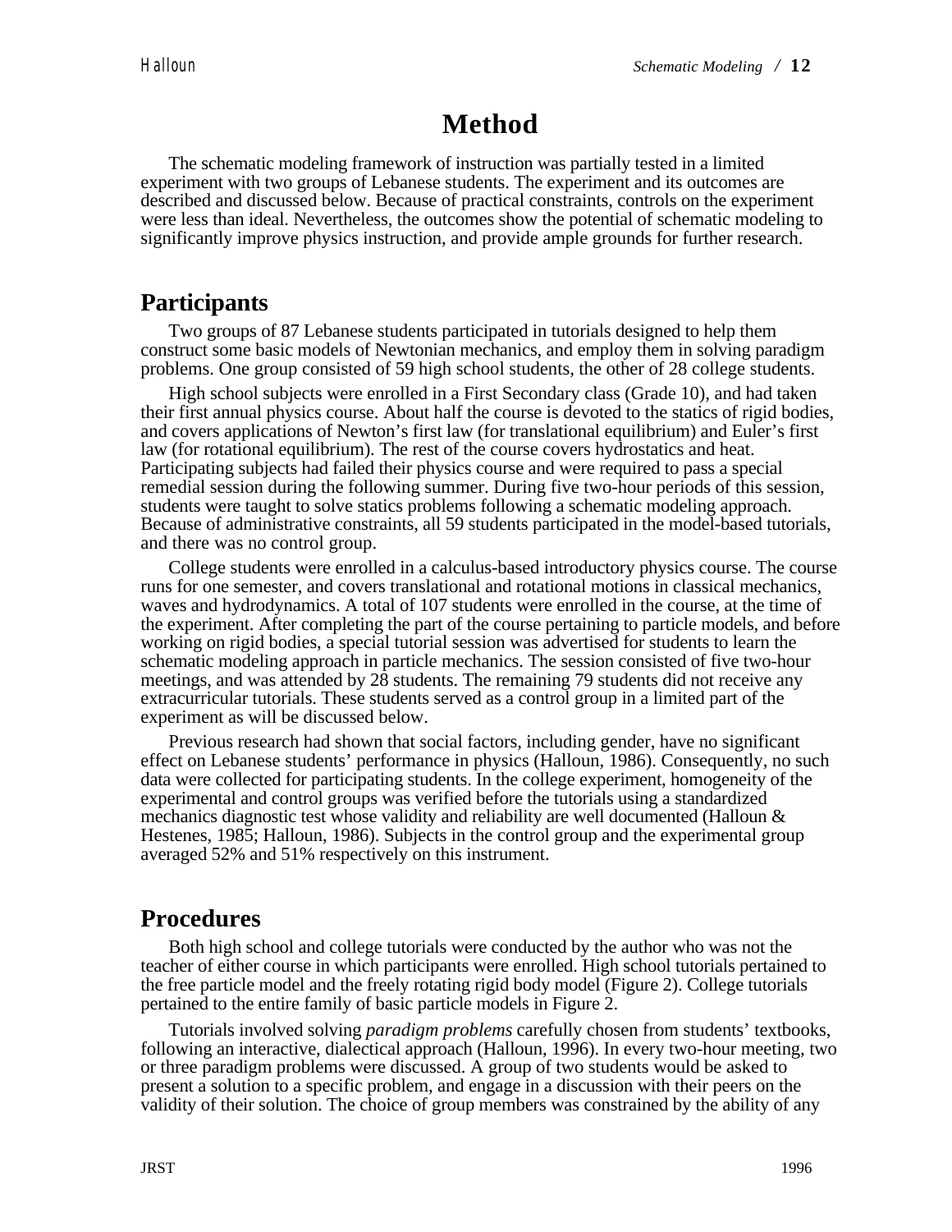# Method

The schematic modeling framework of instruction was partially tested in a limited experiment with two groups of Lebanese students. The experiment and its outcomes are described and discussed below. Because of practical constraints, controls on the experiment were less than ideal. Nevertheless, the outcomes show the potential of schematic modeling to significantly improve physics instruction, and provide ample grounds for further research.

## Participants

Two groups of 87 Lebanese students participated in tutorials designed to help them construct some basic models of Newtonian mechanics, and employ them in solving paradigm problems. One group consisted of 59 high school students, the other of 28 college students.

High school subjects were enrolled in a First Secondary class (Grade 10), and had taken their first annual physics course. About half the course is devoted to the statics of rigid bodies, and covers applications of Newton's first law (for translational equilibrium) and Euler's first law (for rotational equilibrium). The rest of the course covers hydrostatics and heat. Participating subjects had failed their physics course and were required to pass a special remedial session during the following summer. During five two-hour periods of this session, students were taught to solve statics problems following a schematic modeling approach. Because of administrative constraints, all 59 students participated in the model-based tutorials, and there was no control group.

College students were enrolled in a calculus-based introductory physics course. The course runs for one semester, and covers translational and rotational motions in classical mechanics, waves and hydrodynamics. A total of 107 students were enrolled in the course, at the time of the experiment. After completing the part of the course pertaining to particle models, and before working on rigid bodies, a special tutorial session was advertised for students to learn the schematic modeling approach in particle mechanics. The session consisted of five two-hour meetings, and was attended by 28 students. The remaining 79 students did not receive any extracurricular tutorials. These students served as a control group in a limited part of the experiment as will be discussed below.

Previous research had shown that social factors, including gender, have no significant effect on Lebanese students' performance in physics (Halloun, 1986). Consequently, no such data were collected for participating students. In the college experiment, homogeneity of the experimental and control groups was verified before the tutorials using a standardized mechanics diagnostic test whose validity and reliability are well documented (Halloun & Hestenes, 1985; Halloun, 1986). Subjects in the control group and the experimental group averaged 52% and 51% respectively on this instrument.

## Procedures

Both high school and college tutorials were conducted by the author who was not the teacher of either course in which participants were enrolled. High school tutorials pertained to the free particle model and the freely rotating rigid body model (Figure 2). College tutorials pertained to the entire family of basic particle models in Figure 2.

Tutorials involved solving *paradigm problems* carefully chosen from students' textbooks, following an interactive, dialectical approach (Halloun, 1996). In every two-hour meeting, two or three paradigm problems were discussed. A group of two students would be asked to present a solution to a specific problem, and engage in a discussion with their peers on the validity of their solution. The choice of group members was constrained by the ability of any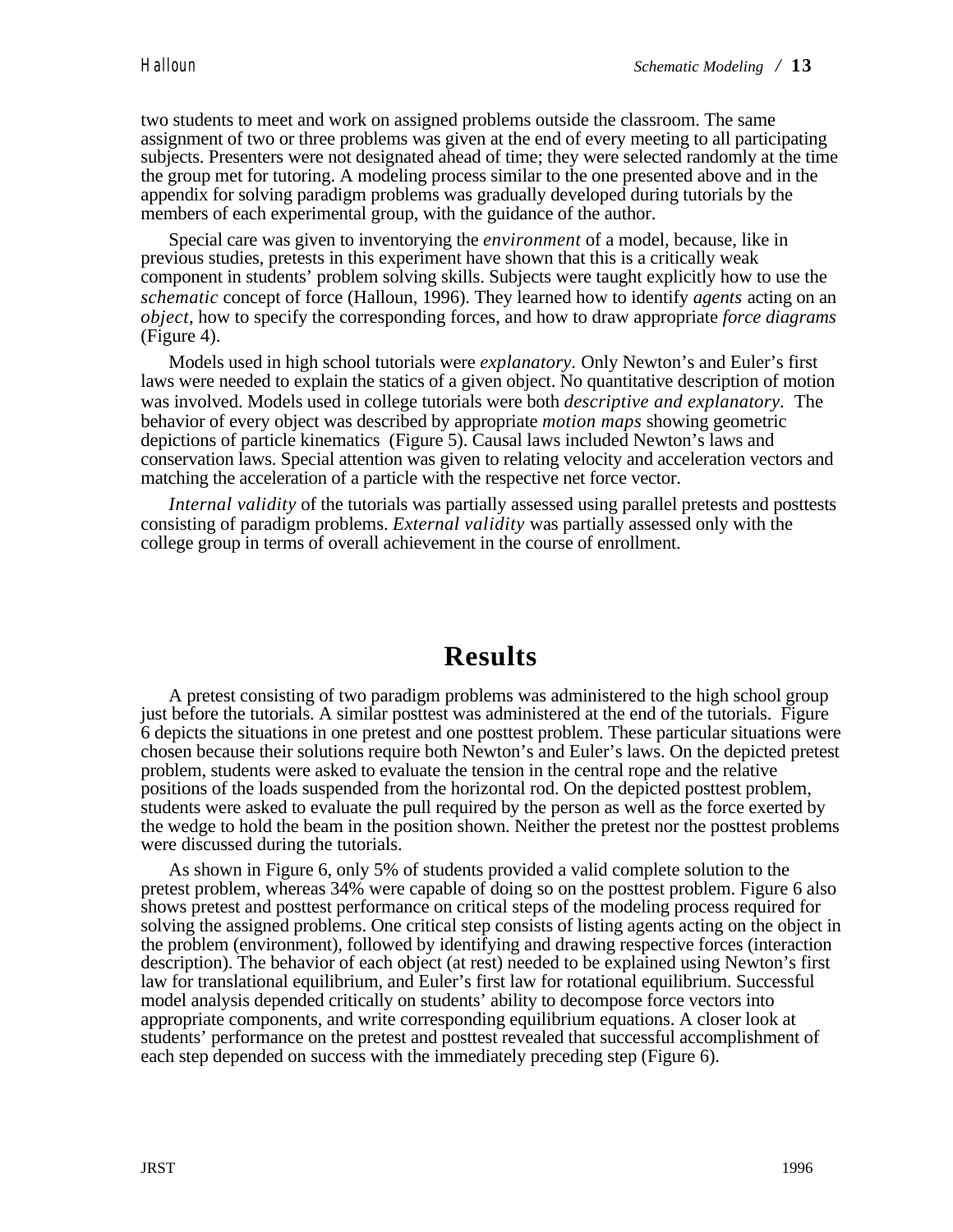two students to meet and work on assigned problems outside the classroom. The same assignment of two or three problems was given at the end of every meeting to all participating subjects. Presenters were not designated ahead of time; they were selected randomly at the time the group met for tutoring. A modeling process similar to the one presented above and in the appendix for solving paradigm problems was gradually developed during tutorials by the members of each experimental group, with the guidance of the author.

Special care was given to inventorying the *environment* of a model, because, like in previous studies, pretests in this experiment have shown that this is a critically weak component in students' problem solving skills. Subjects were taught explicitly how to use the *schematic* concept of force (Halloun, 1996). They learned how to identify *agents* acting on an *object*, how to specify the corresponding forces, and how to draw appropriate *force diagrams* (Figure 4).

Models used in high school tutorials were *explanatory*. Only Newton's and Euler's first laws were needed to explain the statics of a given object. No quantitative description of motion was involved. Models used in college tutorials were both *descriptive and explanatory*. The behavior of every object was described by appropriate *motion maps* showing geometric depictions of particle kinematics (Figure 5). Causal laws included Newton's laws and conservation laws. Special attention was given to relating velocity and acceleration vectors and matching the acceleration of a particle with the respective net force vector.

*Internal validity* of the tutorials was partially assessed using parallel pretests and posttests consisting of paradigm problems. *External validity* was partially assessed only with the college group in terms of overall achievement in the course of enrollment.

# Results

A pretest consisting of two paradigm problems was administered to the high school group just before the tutorials. A similar posttest was administered at the end of the tutorials. Figure 6 depicts the situations in one pretest and one posttest problem. These particular situations were chosen because their solutions require both Newton's and Euler's laws. On the depicted pretest problem, students were asked to evaluate the tension in the central rope and the relative positions of the loads suspended from the horizontal rod. On the depicted posttest problem, students were asked to evaluate the pull required by the person as well as the force exerted by the wedge to hold the beam in the position shown. Neither the pretest nor the posttest problems were discussed during the tutorials.

As shown in Figure 6, only 5% of students provided a valid complete solution to the pretest problem, whereas 34% were capable of doing so on the posttest problem. Figure 6 also shows pretest and posttest performance on critical steps of the modeling process required for solving the assigned problems. One critical step consists of listing agents acting on the object in the problem (environment), followed by identifying and drawing respective forces (interaction description). The behavior of each object (at rest) needed to be explained using Newton's first law for translational equilibrium, and Euler's first law for rotational equilibrium. Successful model analysis depended critically on students' ability to decompose force vectors into appropriate components, and write corresponding equilibrium equations. A closer look at students' performance on the pretest and posttest revealed that successful accomplishment of each step depended on success with the immediately preceding step (Figure 6).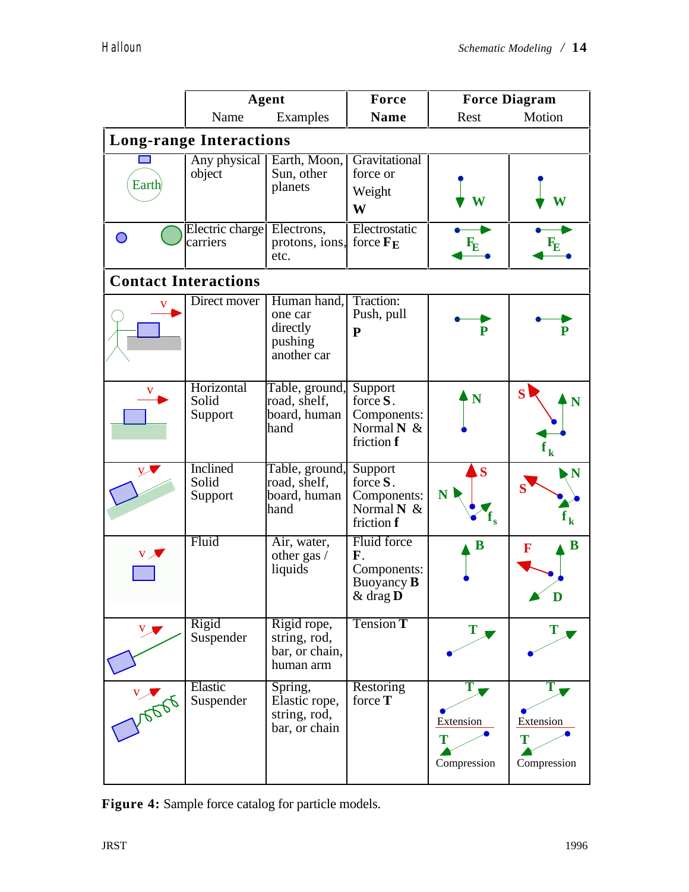| | Agent | | Force | Force Diagram | |
|---|---|---|---|---|---|
| | Name | Examples | Name | Rest | Motion |
| **Long-range Interactions** | | | | | |
| Earth | Any physical object | Earth, Moon, Sun, other planets | Gravitational force or Weight **W** | **W** | **W** |
| | Electric charge carriers | Electrons, protons, ions, etc. | Electrostatic force $\mathbf{F_E}$ | $\mathbf{F_E}$ | $\mathbf{F_E}$ |
| **Contact Interactions** | | | | | |
| v | Direct mover | Human hand, one car directly pushing another car | Traction: Push, pull **P** | **P** | **P** |
| v | Horizontal Solid Support | Table, ground, road, shelf, board, human hand | Support force **S**. Components: Normal **N** & friction **f** | **N** | **S**, **N**, $\mathbf{f_k}$ |
| v | Inclined Solid Support | Table, ground, road, shelf, board, human hand | Support force **S**. Components: Normal **N** & friction **f** | **S**, **N**, $\mathbf{f_s}$ | **S**, **N**, $\mathbf{f_k}$ |
| v | Fluid | Air, water, other gas / liquids | Fluid force **F**. Components: Buoyancy **B** & drag **D** | **B** | **F**, **B**, **D** |
| v | Rigid Suspender | Rigid rope, string, rod, bar, or chain, human arm | Tension **T** | **T** | **T** |
| v | Elastic Suspender | Spring, Elastic rope, string, rod, bar, or chain | Restoring force **T** | **T** Extension / **T** Compression | **T** Extension / **T** Compression |

**Figure 4:** Sample force catalog for particle models.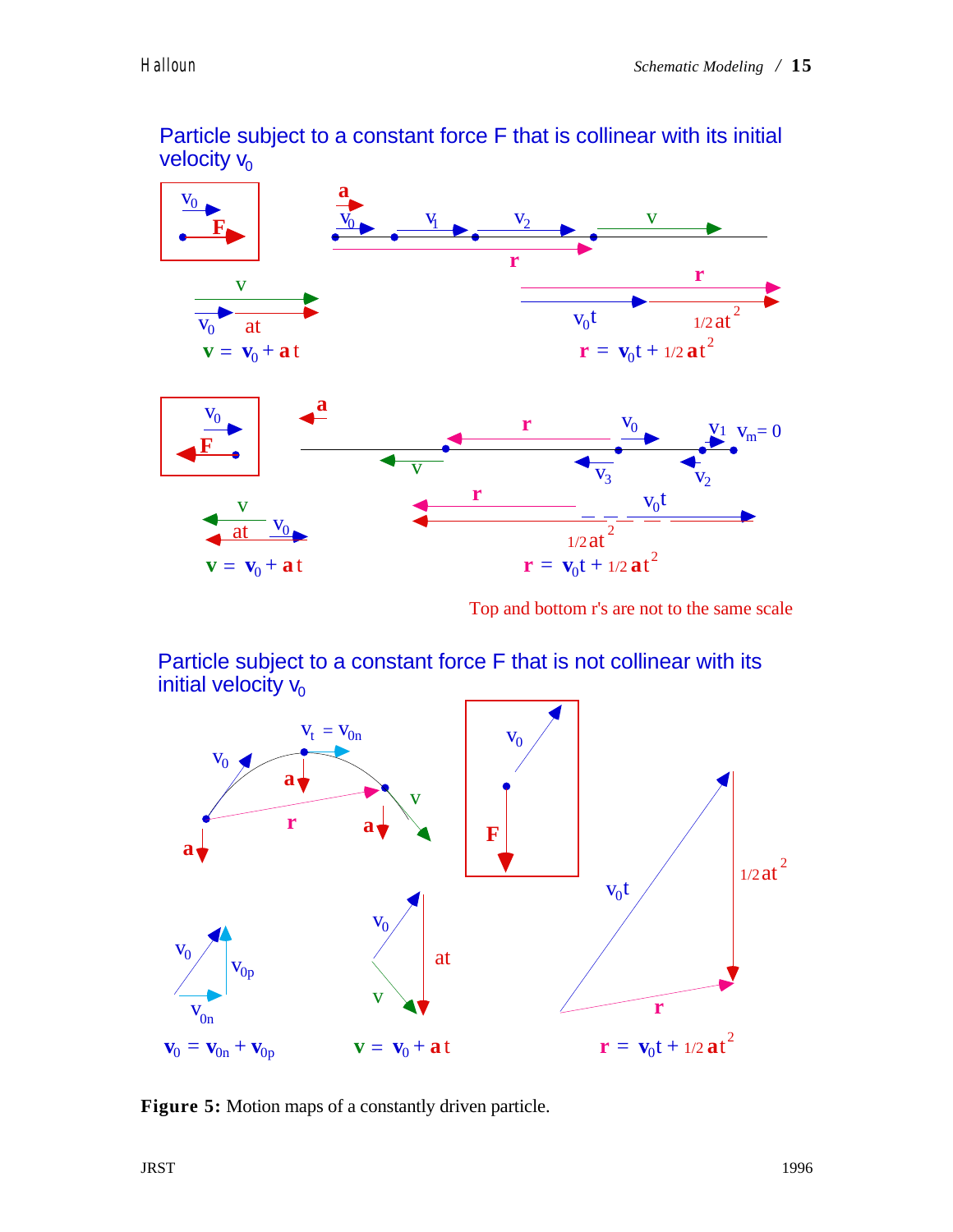## Particle subject to a constant force F that is collinear with its initial velocity $v_0$

$\mathbf{v} = \mathbf{v}_0 + \mathbf{a}t$

$\mathbf{r} = \mathbf{v}_0 t + 1/2\, \mathbf{a}t^2$

$\mathbf{v} = \mathbf{v}_0 + \mathbf{a}t$

$\mathbf{r} = \mathbf{v}_0 t + 1/2\, \mathbf{a}t^2$

Top and bottom r's are not to the same scale

## Particle subject to a constant force F that is not collinear with its initial velocity $v_0$

$\mathbf{v}_0 = \mathbf{v}_{0n} + \mathbf{v}_{0p}$

$\mathbf{v} = \mathbf{v}_0 + \mathbf{a}t$

$\mathbf{r} = \mathbf{v}_0 t + 1/2\, \mathbf{a}t^2$

**Figure 5:** Motion maps of a constantly driven particle.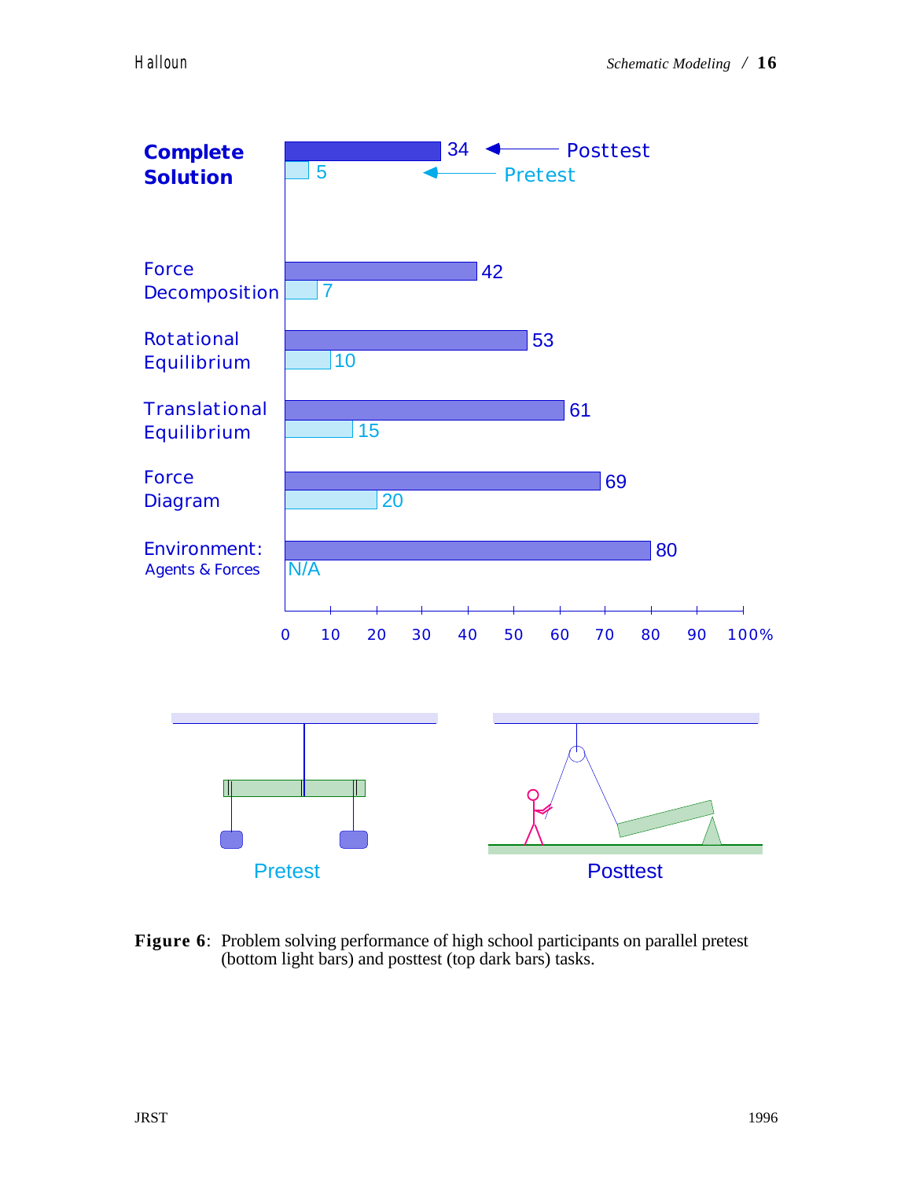| Task | Posttest (%) | Pretest (%) |
|---|---|---|
| **Complete Solution** | 34 | 5 |
| Force Decomposition | 42 | 7 |
| Rotational Equilibrium | 53 | 10 |
| Translational Equilibrium | 61 | 15 |
| Force Diagram | 69 | 20 |
| Environment: Agents & Forces | 80 | N/A |

Pretest | Posttest

**Figure 6**: Problem solving performance of high school participants on parallel pretest (bottom light bars) and posttest (top dark bars) tasks.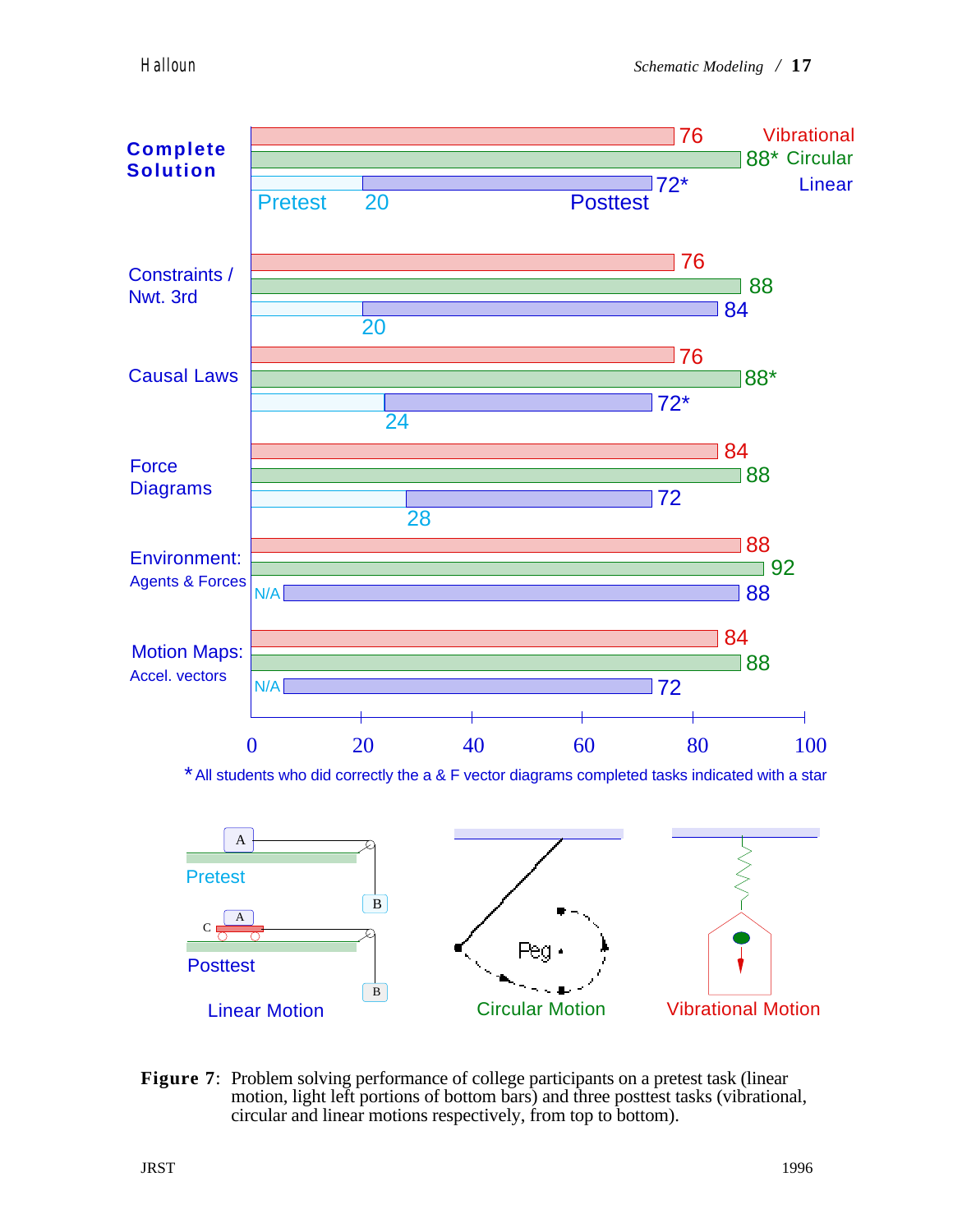| Category | Vibrational | Circular | Linear (Pretest) | Linear (Posttest) |
|---|---|---|---|---|
| Complete Solution | 76 | 88* | 20 | 72* |
| Constraints / Nwt. 3rd | 76 | 88 | 20 | 84 |
| Causal Laws | 76 | 88* | 24 | 72* |
| Force Diagrams | 84 | 88 | 28 | 72 |
| Environment: Agents & Forces | 88 | 92 | N/A | 88 |
| Motion Maps: Accel. vectors | 84 | 88 | N/A | 72 |

\* All students who did correctly the a & F vector diagrams completed tasks indicated with a star

Linear Motion (Pretest, Posttest) — Circular Motion — Vibrational Motion

**Figure 7**: Problem solving performance of college participants on a pretest task (linear motion, light left portions of bottom bars) and three posttest tasks (vibrational, circular and linear motions respectively, from top to bottom).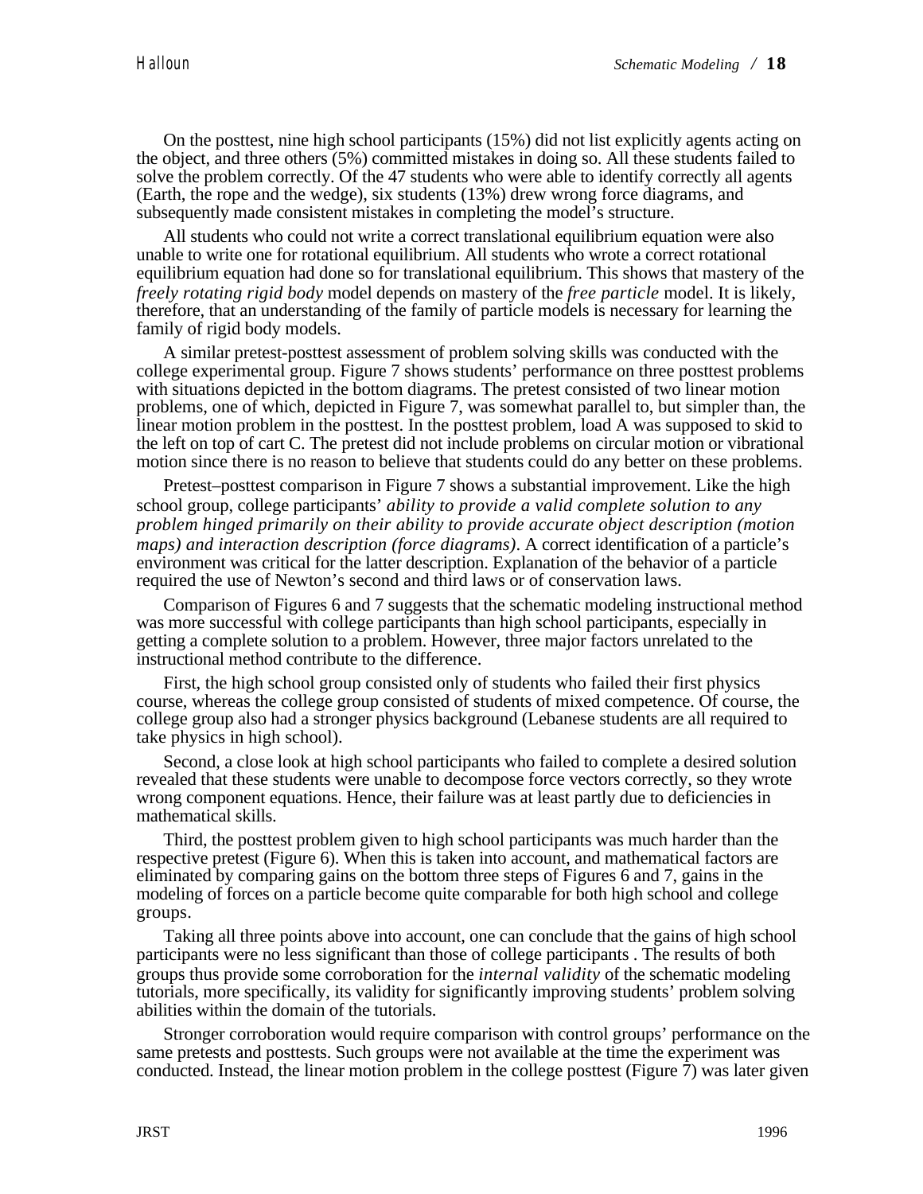On the posttest, nine high school participants (15%) did not list explicitly agents acting on the object, and three others (5%) committed mistakes in doing so. All these students failed to solve the problem correctly. Of the 47 students who were able to identify correctly all agents (Earth, the rope and the wedge), six students (13%) drew wrong force diagrams, and subsequently made consistent mistakes in completing the model's structure.

All students who could not write a correct translational equilibrium equation were also unable to write one for rotational equilibrium. All students who wrote a correct rotational equilibrium equation had done so for translational equilibrium. This shows that mastery of the *freely rotating rigid body* model depends on mastery of the *free particle* model. It is likely, therefore, that an understanding of the family of particle models is necessary for learning the family of rigid body models.

A similar pretest-posttest assessment of problem solving skills was conducted with the college experimental group. Figure 7 shows students' performance on three posttest problems with situations depicted in the bottom diagrams. The pretest consisted of two linear motion problems, one of which, depicted in Figure 7, was somewhat parallel to, but simpler than, the linear motion problem in the posttest. In the posttest problem, load A was supposed to skid to the left on top of cart C. The pretest did not include problems on circular motion or vibrational motion since there is no reason to believe that students could do any better on these problems.

Pretest–posttest comparison in Figure 7 shows a substantial improvement. Like the high school group, college participants' *ability to provide a valid complete solution to any problem hinged primarily on their ability to provide accurate object description (motion maps) and interaction description (force diagrams)*. A correct identification of a particle's environment was critical for the latter description. Explanation of the behavior of a particle required the use of Newton's second and third laws or of conservation laws.

Comparison of Figures 6 and 7 suggests that the schematic modeling instructional method was more successful with college participants than high school participants, especially in getting a complete solution to a problem. However, three major factors unrelated to the instructional method contribute to the difference.

First, the high school group consisted only of students who failed their first physics course, whereas the college group consisted of students of mixed competence. Of course, the college group also had a stronger physics background (Lebanese students are all required to take physics in high school).

Second, a close look at high school participants who failed to complete a desired solution revealed that these students were unable to decompose force vectors correctly, so they wrote wrong component equations. Hence, their failure was at least partly due to deficiencies in mathematical skills.

Third, the posttest problem given to high school participants was much harder than the respective pretest (Figure 6). When this is taken into account, and mathematical factors are eliminated by comparing gains on the bottom three steps of Figures 6 and 7, gains in the modeling of forces on a particle become quite comparable for both high school and college groups.

Taking all three points above into account, one can conclude that the gains of high school participants were no less significant than those of college participants . The results of both groups thus provide some corroboration for the *internal validity* of the schematic modeling tutorials, more specifically, its validity for significantly improving students' problem solving abilities within the domain of the tutorials.

Stronger corroboration would require comparison with control groups' performance on the same pretests and posttests. Such groups were not available at the time the experiment was conducted. Instead, the linear motion problem in the college posttest (Figure 7) was later given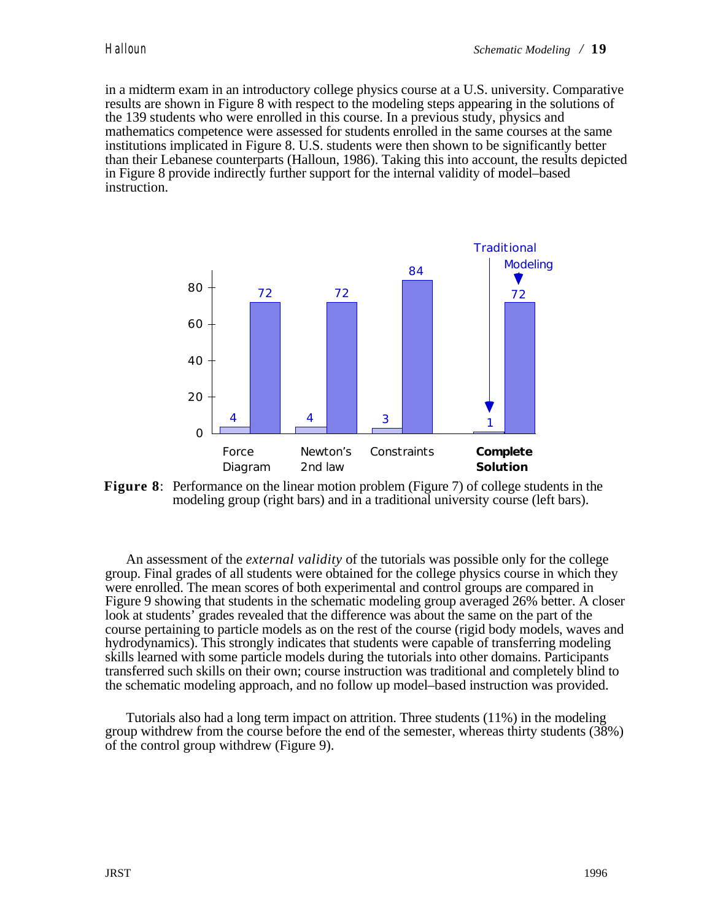in a midterm exam in an introductory college physics course at a U.S. university. Comparative results are shown in Figure 8 with respect to the modeling steps appearing in the solutions of the 139 students who were enrolled in this course. In a previous study, physics and mathematics competence were assessed for students enrolled in the same courses at the same institutions implicated in Figure 8. U.S. students were then shown to be significantly better than their Lebanese counterparts (Halloun, 1986). Taking this into account, the results depicted in Figure 8 provide indirectly further support for the internal validity of model–based instruction.

| | Force Diagram | Newton's 2nd law | Constraints | **Complete Solution** |
|---|---|---|---|---|
| Traditional | 4 | 4 | 3 | 1 |
| Modeling | 72 | 72 | 84 | 72 |

**Figure 8**: Performance on the linear motion problem (Figure 7) of college students in the modeling group (right bars) and in a traditional university course (left bars).

An assessment of the *external validity* of the tutorials was possible only for the college group. Final grades of all students were obtained for the college physics course in which they were enrolled. The mean scores of both experimental and control groups are compared in Figure 9 showing that students in the schematic modeling group averaged 26% better. A closer look at students' grades revealed that the difference was about the same on the part of the course pertaining to particle models as on the rest of the course (rigid body models, waves and hydrodynamics). This strongly indicates that students were capable of transferring modeling skills learned with some particle models during the tutorials into other domains. Participants transferred such skills on their own; course instruction was traditional and completely blind to the schematic modeling approach, and no follow up model–based instruction was provided.

Tutorials also had a long term impact on attrition. Three students (11%) in the modeling group withdrew from the course before the end of the semester, whereas thirty students (38%) of the control group withdrew (Figure 9).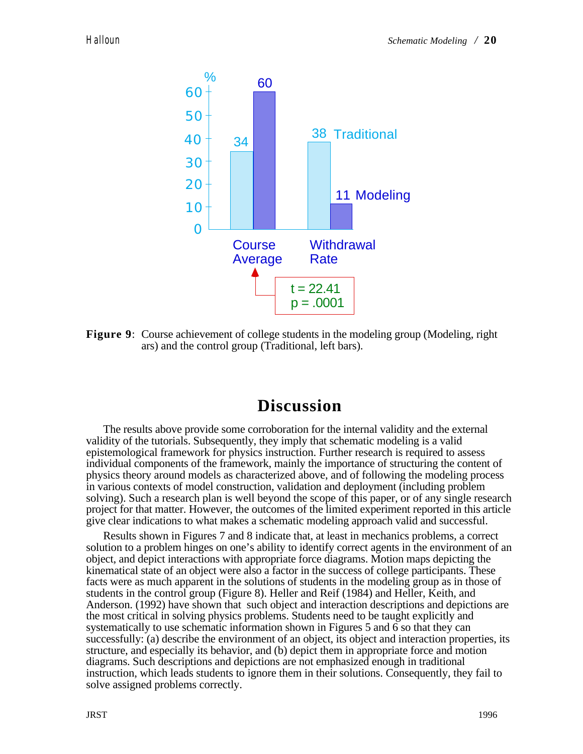Figure 9: Course achievement of college students in the modeling group (Modeling, right ars) and the control group (Traditional, left bars).

## Discussion

The results above provide some corroboration for the internal validity and the external validity of the tutorials. Subsequently, they imply that schematic modeling is a valid epistemological framework for physics instruction. Further research is required to assess individual components of the framework, mainly the importance of structuring the content of physics theory around models as characterized above, and of following the modeling process in various contexts of model construction, validation and deployment (including problem solving). Such a research plan is well beyond the scope of this paper, or of any single research project for that matter. However, the outcomes of the limited experiment reported in this article give clear indications to what makes a schematic modeling approach valid and successful.

Results shown in Figures 7 and 8 indicate that, at least in mechanics problems, a correct solution to a problem hinges on one's ability to identify correct agents in the environment of an object, and depict interactions with appropriate force diagrams. Motion maps depicting the kinematical state of an object were also a factor in the success of college participants. These facts were as much apparent in the solutions of students in the modeling group as in those of students in the control group (Figure 8). Heller and Reif (1984) and Heller, Keith, and Anderson. (1992) have shown that such object and interaction descriptions and depictions are the most critical in solving physics problems. Students need to be taught explicitly and systematically to use schematic information shown in Figures 5 and 6 so that they can successfully: (a) describe the environment of an object, its object and interaction properties, its structure, and especially its behavior, and (b) depict them in appropriate force and motion diagrams. Such descriptions and depictions are not emphasized enough in traditional instruction, which leads students to ignore them in their solutions. Consequently, they fail to solve assigned problems correctly.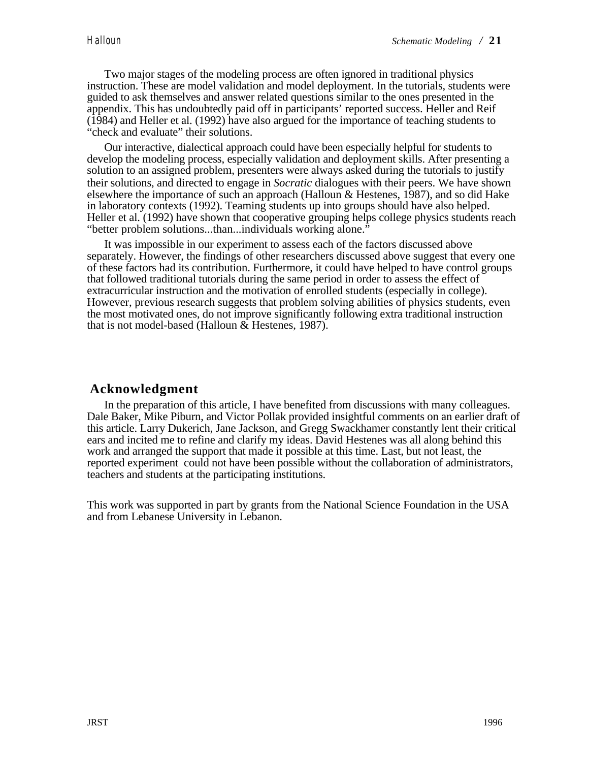Two major stages of the modeling process are often ignored in traditional physics instruction. These are model validation and model deployment. In the tutorials, students were guided to ask themselves and answer related questions similar to the ones presented in the appendix. This has undoubtedly paid off in participants' reported success. Heller and Reif (1984) and Heller et al. (1992) have also argued for the importance of teaching students to "check and evaluate" their solutions.

Our interactive, dialectical approach could have been especially helpful for students to develop the modeling process, especially validation and deployment skills. After presenting a solution to an assigned problem, presenters were always asked during the tutorials to justify their solutions, and directed to engage in *Socratic* dialogues with their peers. We have shown elsewhere the importance of such an approach (Halloun & Hestenes, 1987), and so did Hake in laboratory contexts (1992). Teaming students up into groups should have also helped. Heller et al. (1992) have shown that cooperative grouping helps college physics students reach "better problem solutions...than...individuals working alone."

It was impossible in our experiment to assess each of the factors discussed above separately. However, the findings of other researchers discussed above suggest that every one of these factors had its contribution. Furthermore, it could have helped to have control groups that followed traditional tutorials during the same period in order to assess the effect of extracurricular instruction and the motivation of enrolled students (especially in college). However, previous research suggests that problem solving abilities of physics students, even the most motivated ones, do not improve significantly following extra traditional instruction that is not model-based (Halloun & Hestenes, 1987).

## Acknowledgment

In the preparation of this article, I have benefited from discussions with many colleagues. Dale Baker, Mike Piburn, and Victor Pollak provided insightful comments on an earlier draft of this article. Larry Dukerich, Jane Jackson, and Gregg Swackhamer constantly lent their critical ears and incited me to refine and clarify my ideas. David Hestenes was all along behind this work and arranged the support that made it possible at this time. Last, but not least, the reported experiment could not have been possible without the collaboration of administrators, teachers and students at the participating institutions.

This work was supported in part by grants from the National Science Foundation in the USA and from Lebanese University in Lebanon.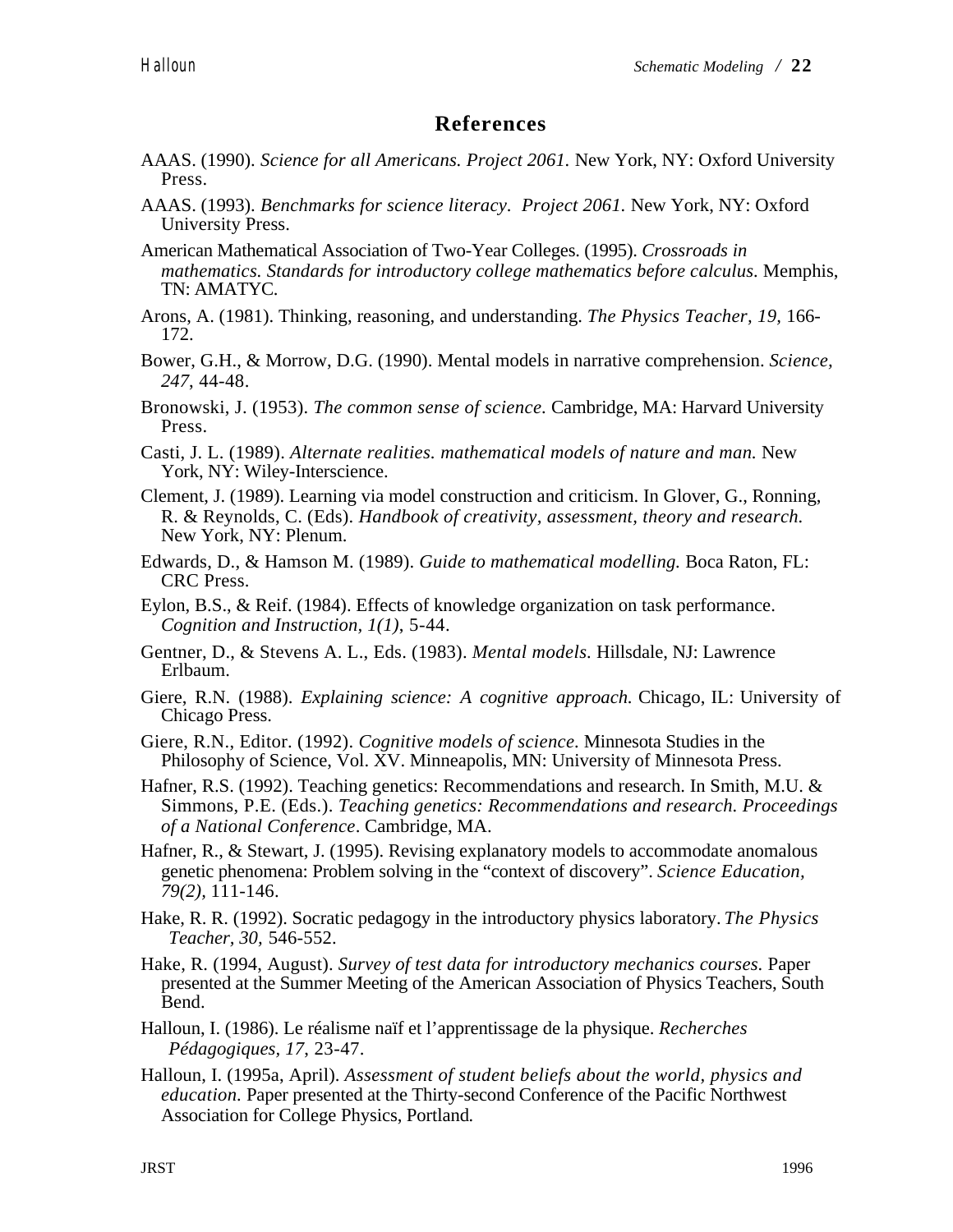## References

AAAS. (1990). *Science for all Americans. Project 2061.* New York, NY: Oxford University Press.

AAAS. (1993). *Benchmarks for science literacy. Project 2061.* New York, NY: Oxford University Press.

American Mathematical Association of Two-Year Colleges. (1995). *Crossroads in mathematics. Standards for introductory college mathematics before calculus.* Memphis, TN: AMATYC.

Arons, A. (1981). Thinking, reasoning, and understanding. *The Physics Teacher, 19,* 166-172.

Bower, G.H., & Morrow, D.G. (1990). Mental models in narrative comprehension. *Science, 247,* 44-48.

Bronowski, J. (1953). *The common sense of science.* Cambridge, MA: Harvard University Press.

Casti, J. L. (1989). *Alternate realities. mathematical models of nature and man.* New York, NY: Wiley-Interscience.

Clement, J. (1989). Learning via model construction and criticism. In Glover, G., Ronning, R. & Reynolds, C. (Eds). *Handbook of creativity, assessment, theory and research.* New York, NY: Plenum.

Edwards, D., & Hamson M. (1989). *Guide to mathematical modelling.* Boca Raton, FL: CRC Press.

Eylon, B.S., & Reif. (1984). Effects of knowledge organization on task performance. *Cognition and Instruction, 1(1),* 5-44.

Gentner, D., & Stevens A. L., Eds. (1983). *Mental models.* Hillsdale, NJ: Lawrence Erlbaum.

Giere, R.N. (1988). *Explaining science: A cognitive approach.* Chicago, IL: University of Chicago Press.

Giere, R.N., Editor. (1992). *Cognitive models of science.* Minnesota Studies in the Philosophy of Science, Vol. XV. Minneapolis, MN: University of Minnesota Press.

Hafner, R.S. (1992). Teaching genetics: Recommendations and research. In Smith, M.U. & Simmons, P.E. (Eds.). *Teaching genetics: Recommendations and research. Proceedings of a National Conference*. Cambridge, MA.

Hafner, R., & Stewart, J. (1995). Revising explanatory models to accommodate anomalous genetic phenomena: Problem solving in the "context of discovery". *Science Education, 79(2),* 111-146.

Hake, R. R. (1992). Socratic pedagogy in the introductory physics laboratory. *The Physics Teacher, 30,* 546-552.

Hake, R. (1994, August). *Survey of test data for introductory mechanics courses.* Paper presented at the Summer Meeting of the American Association of Physics Teachers, South Bend.

Halloun, I. (1986). Le réalisme naïf et l'apprentissage de la physique. *Recherches Pédagogiques, 17,* 23-47.

Halloun, I. (1995a, April). *Assessment of student beliefs about the world, physics and education.* Paper presented at the Thirty-second Conference of the Pacific Northwest Association for College Physics, Portland.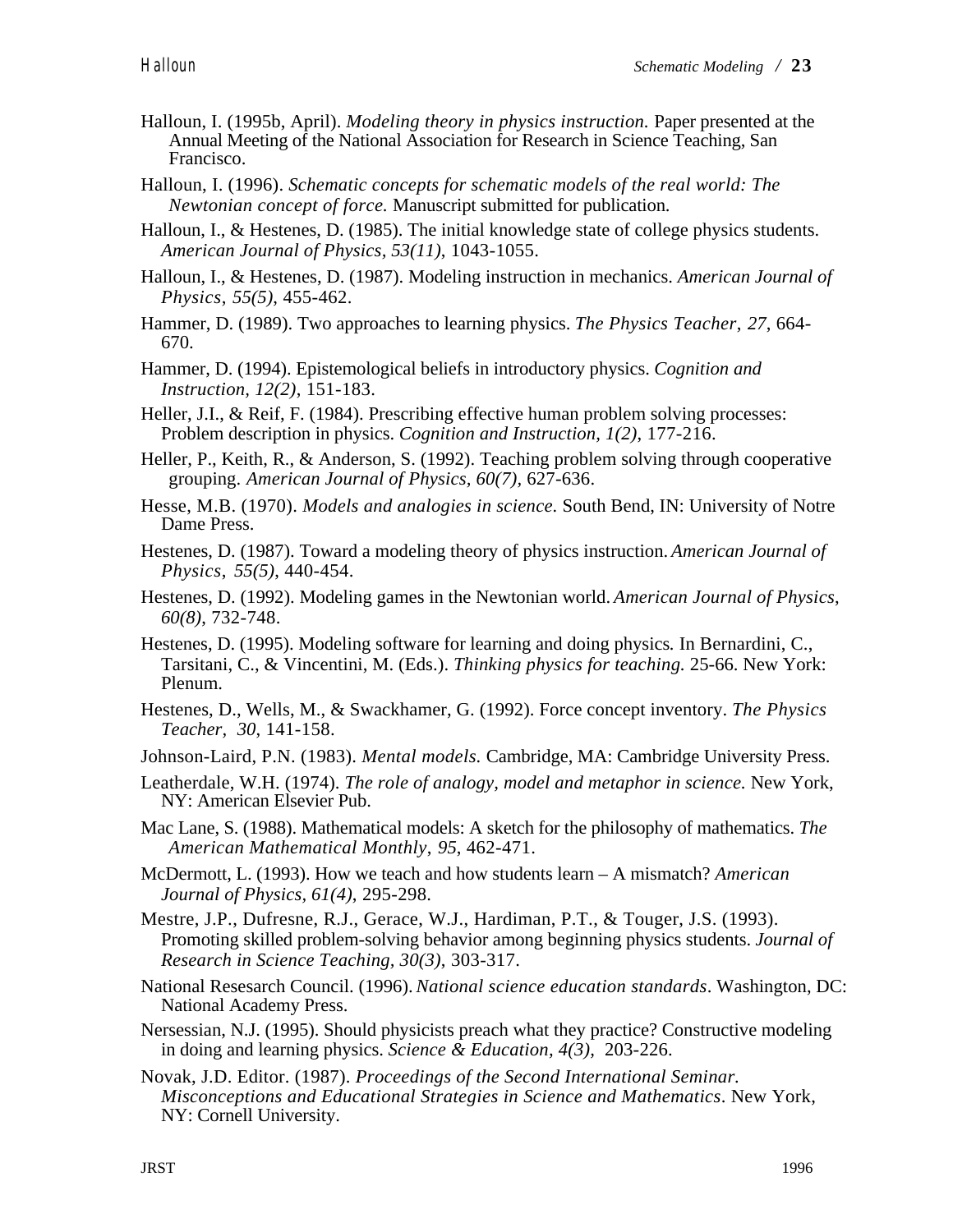Halloun, I. (1995b, April). *Modeling theory in physics instruction.* Paper presented at the Annual Meeting of the National Association for Research in Science Teaching, San Francisco.

Halloun, I. (1996). *Schematic concepts for schematic models of the real world: The Newtonian concept of force.* Manuscript submitted for publication.

Halloun, I., & Hestenes, D. (1985). The initial knowledge state of college physics students. *American Journal of Physics, 53(11)*, 1043-1055.

Halloun, I., & Hestenes, D. (1987). Modeling instruction in mechanics. *American Journal of Physics*, *55(5)*, 455-462.

Hammer, D. (1989). Two approaches to learning physics. *The Physics Teacher*, *27*, 664-670.

Hammer, D. (1994). Epistemological beliefs in introductory physics. *Cognition and Instruction, 12(2)*, 151-183.

Heller, J.I., & Reif, F. (1984). Prescribing effective human problem solving processes: Problem description in physics. *Cognition and Instruction, 1(2)*, 177-216.

Heller, P., Keith, R., & Anderson, S. (1992). Teaching problem solving through cooperative grouping. *American Journal of Physics, 60(7)*, 627-636.

Hesse, M.B. (1970). *Models and analogies in science.* South Bend, IN: University of Notre Dame Press.

Hestenes, D. (1987). Toward a modeling theory of physics instruction. *American Journal of Physics*, *55(5)*, 440-454.

Hestenes, D. (1992). Modeling games in the Newtonian world. *American Journal of Physics*, *60(8)*, 732-748.

Hestenes, D. (1995). Modeling software for learning and doing physics. In Bernardini, C., Tarsitani, C., & Vincentini, M. (Eds.). *Thinking physics for teaching.* 25-66. New York: Plenum.

Hestenes, D., Wells, M., & Swackhamer, G. (1992). Force concept inventory. *The Physics Teacher*, *30*, 141-158.

Johnson-Laird, P.N. (1983). *Mental models.* Cambridge, MA: Cambridge University Press.

Leatherdale, W.H. (1974). *The role of analogy, model and metaphor in science.* New York, NY: American Elsevier Pub.

Mac Lane, S. (1988). Mathematical models: A sketch for the philosophy of mathematics. *The American Mathematical Monthly*, *95*, 462-471.

McDermott, L. (1993). How we teach and how students learn – A mismatch? *American Journal of Physics, 61(4)*, 295-298.

Mestre, J.P., Dufresne, R.J., Gerace, W.J., Hardiman, P.T., & Touger, J.S. (1993). Promoting skilled problem-solving behavior among beginning physics students. *Journal of Research in Science Teaching, 30(3)*, 303-317.

National Resesarch Council. (1996). *National science education standards*. Washington, DC: National Academy Press.

Nersessian, N.J. (1995). Should physicists preach what they practice? Constructive modeling in doing and learning physics. *Science & Education, 4(3)*, 203-226.

Novak, J.D. Editor. (1987). *Proceedings of the Second International Seminar. Misconceptions and Educational Strategies in Science and Mathematics*. New York, NY: Cornell University.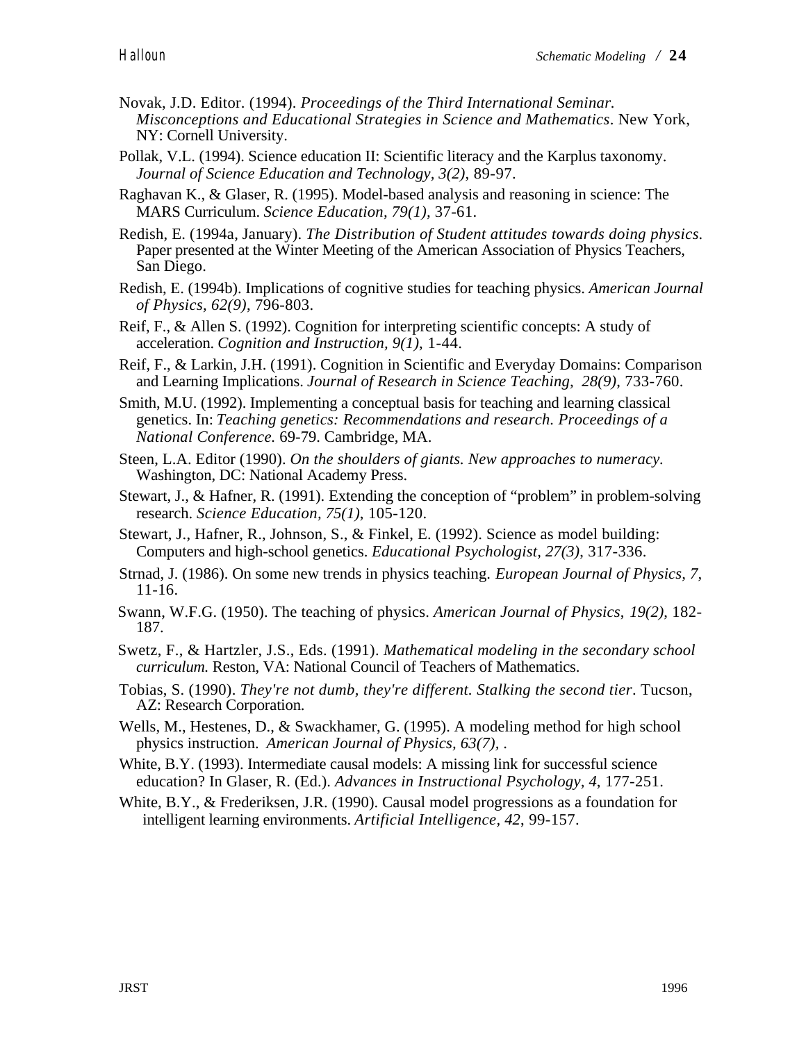Novak, J.D. Editor. (1994). *Proceedings of the Third International Seminar. Misconceptions and Educational Strategies in Science and Mathematics*. New York, NY: Cornell University.

Pollak, V.L. (1994). Science education II: Scientific literacy and the Karplus taxonomy. *Journal of Science Education and Technology, 3(2),* 89-97.

Raghavan K., & Glaser, R. (1995). Model-based analysis and reasoning in science: The MARS Curriculum. *Science Education, 79(1),* 37-61.

Redish, E. (1994a, January). *The Distribution of Student attitudes towards doing physics.* Paper presented at the Winter Meeting of the American Association of Physics Teachers, San Diego.

Redish, E. (1994b). Implications of cognitive studies for teaching physics. *American Journal of Physics, 62(9),* 796-803.

Reif, F., & Allen S. (1992). Cognition for interpreting scientific concepts: A study of acceleration. *Cognition and Instruction, 9(1),* 1-44.

Reif, F., & Larkin, J.H. (1991). Cognition in Scientific and Everyday Domains: Comparison and Learning Implications. *Journal of Research in Science Teaching, 28(9),* 733-760.

Smith, M.U. (1992). Implementing a conceptual basis for teaching and learning classical genetics. In: *Teaching genetics: Recommendations and research. Proceedings of a National Conference.* 69-79. Cambridge, MA.

Steen, L.A. Editor (1990). *On the shoulders of giants. New approaches to numeracy.* Washington, DC: National Academy Press.

Stewart, J., & Hafner, R. (1991). Extending the conception of "problem" in problem-solving research. *Science Education, 75(1),* 105-120.

Stewart, J., Hafner, R., Johnson, S., & Finkel, E. (1992). Science as model building: Computers and high-school genetics. *Educational Psychologist, 27(3),* 317-336.

Strnad, J. (1986). On some new trends in physics teaching. *European Journal of Physics, 7,* 11-16.

Swann, W.F.G. (1950). The teaching of physics. *American Journal of Physics, 19(2),* 182-187.

Swetz, F., & Hartzler, J.S., Eds. (1991). *Mathematical modeling in the secondary school curriculum.* Reston, VA: National Council of Teachers of Mathematics.

Tobias, S. (1990). *They're not dumb, they're different. Stalking the second tier*. Tucson, AZ: Research Corporation.

Wells, M., Hestenes, D., & Swackhamer, G. (1995). A modeling method for high school physics instruction. *American Journal of Physics, 63(7),* .

White, B.Y. (1993). Intermediate causal models: A missing link for successful science education? In Glaser, R. (Ed.). *Advances in Instructional Psychology, 4,* 177-251.

White, B.Y., & Frederiksen, J.R. (1990). Causal model progressions as a foundation for intelligent learning environments. *Artificial Intelligence, 42,* 99-157.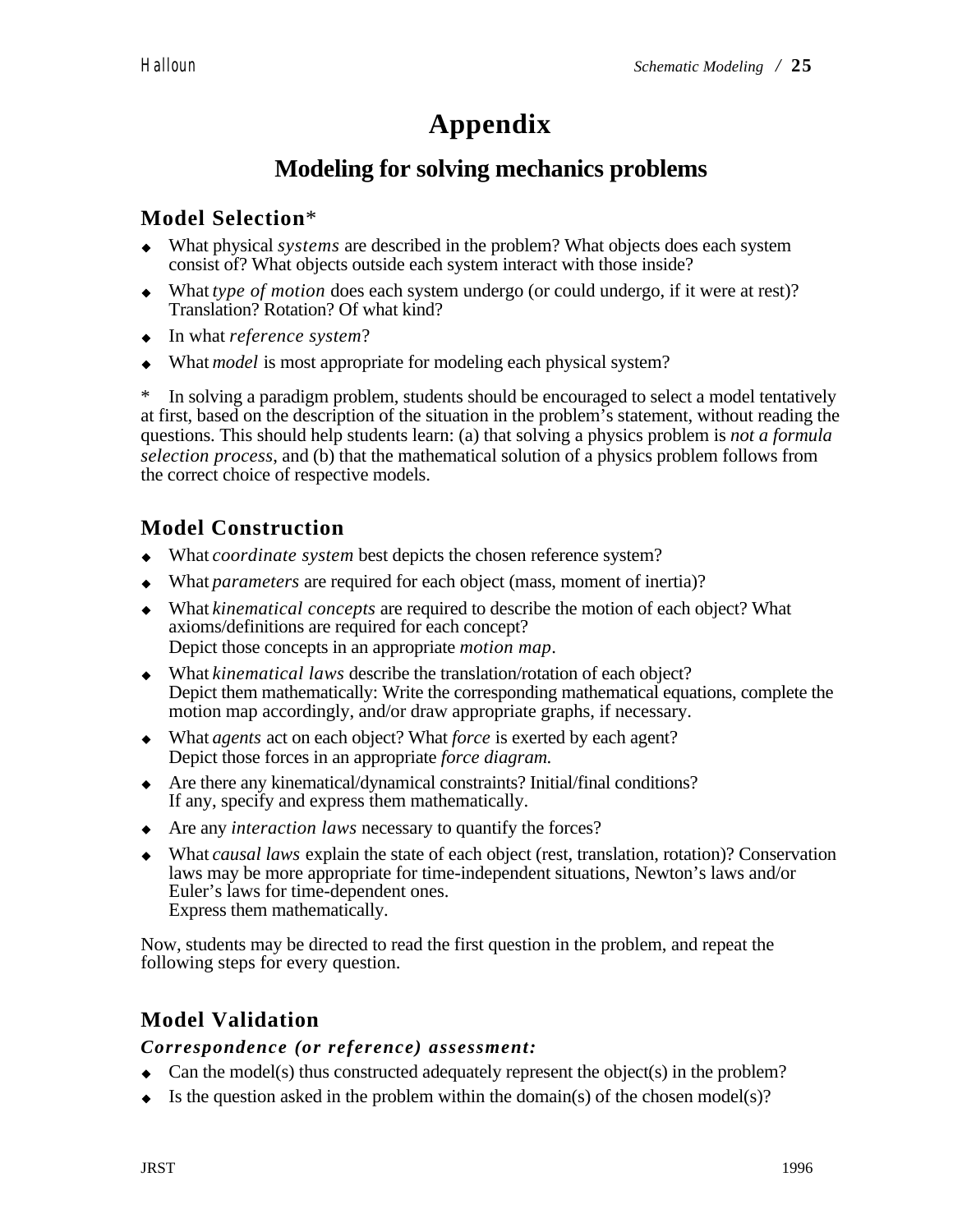# Appendix

## Modeling for solving mechanics problems

### Model Selection*

- What physical *systems* are described in the problem? What objects does each system consist of? What objects outside each system interact with those inside?
- What *type of motion* does each system undergo (or could undergo, if it were at rest)? Translation? Rotation? Of what kind?
- In what *reference system*?
- What *model* is most appropriate for modeling each physical system?

\* In solving a paradigm problem, students should be encouraged to select a model tentatively at first, based on the description of the situation in the problem's statement, without reading the questions. This should help students learn: (a) that solving a physics problem is *not a formula selection process*, and (b) that the mathematical solution of a physics problem follows from the correct choice of respective models.

### Model Construction

- What *coordinate system* best depicts the chosen reference system?
- What *parameters* are required for each object (mass, moment of inertia)?
- What *kinematical concepts* are required to describe the motion of each object? What axioms/definitions are required for each concept?
  Depict those concepts in an appropriate *motion map*.
- What *kinematical laws* describe the translation/rotation of each object?
  Depict them mathematically: Write the corresponding mathematical equations, complete the motion map accordingly, and/or draw appropriate graphs, if necessary.
- What *agents* act on each object? What *force* is exerted by each agent?
  Depict those forces in an appropriate *force diagram.*
- Are there any kinematical/dynamical constraints? Initial/final conditions?
  If any, specify and express them mathematically.
- Are any *interaction laws* necessary to quantify the forces?
- What *causal laws* explain the state of each object (rest, translation, rotation)? Conservation laws may be more appropriate for time-independent situations, Newton's laws and/or Euler's laws for time-dependent ones.
  Express them mathematically.

Now, students may be directed to read the first question in the problem, and repeat the following steps for every question.

### Model Validation

#### *Correspondence (or reference) assessment:*

- Can the model(s) thus constructed adequately represent the object(s) in the problem?
- Is the question asked in the problem within the domain(s) of the chosen model(s)?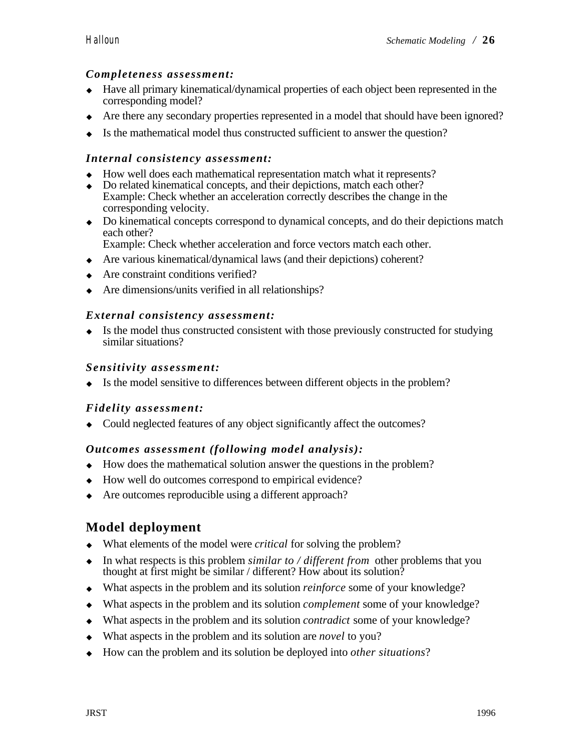***Completeness assessment:***

- Have all primary kinematical/dynamical properties of each object been represented in the corresponding model?
- Are there any secondary properties represented in a model that should have been ignored?
- Is the mathematical model thus constructed sufficient to answer the question?

***Internal consistency assessment:***

- How well does each mathematical representation match what it represents?
- Do related kinematical concepts, and their depictions, match each other?
  Example: Check whether an acceleration correctly describes the change in the corresponding velocity.
- Do kinematical concepts correspond to dynamical concepts, and do their depictions match each other?
  Example: Check whether acceleration and force vectors match each other.
- Are various kinematical/dynamical laws (and their depictions) coherent?
- Are constraint conditions verified?
- Are dimensions/units verified in all relationships?

***External consistency assessment:***

- Is the model thus constructed consistent with those previously constructed for studying similar situations?

***Sensitivity assessment:***

- Is the model sensitive to differences between different objects in the problem?

***Fidelity assessment:***

- Could neglected features of any object significantly affect the outcomes?

***Outcomes assessment (following model analysis):***

- How does the mathematical solution answer the questions in the problem?
- How well do outcomes correspond to empirical evidence?
- Are outcomes reproducible using a different approach?

## Model deployment

- What elements of the model were *critical* for solving the problem?
- In what respects is this problem *similar to / different from* other problems that you thought at first might be similar / different? How about its solution?
- What aspects in the problem and its solution *reinforce* some of your knowledge?
- What aspects in the problem and its solution *complement* some of your knowledge?
- What aspects in the problem and its solution *contradict* some of your knowledge?
- What aspects in the problem and its solution are *novel* to you?
- How can the problem and its solution be deployed into *other situations*?